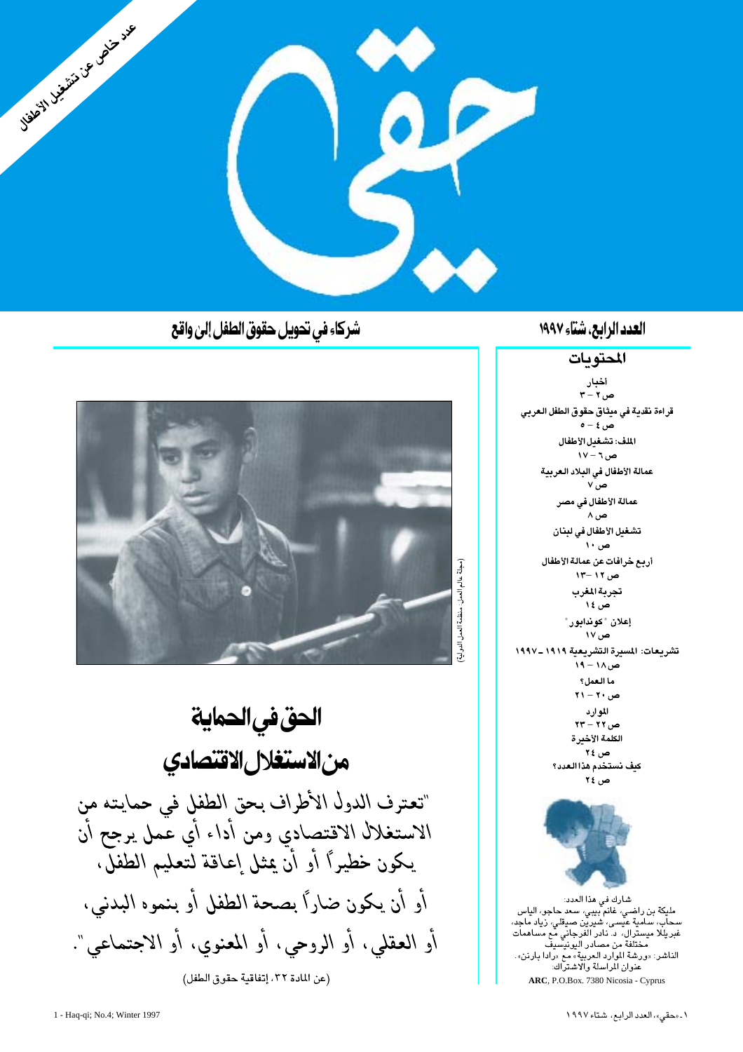عدد خاص عن تشغيل الأطفال

# حقي

شركاء في تحويل حقوق الطفل إلى واقع

العدد الرابع، شتاء ١٩٩٧

## المحتويات

اخبار
ص ٢ – ٣

قراءة نقدية في ميثاق حقوق الطفل العربي
ص ٤ – ٥

الملف: تشغيل الأطفال
ص ٦ – ١٧

عمالة الأطفال في البلاد العربية
ص ٧

عمالة الأطفال في مصر
ص ٨

تشغيل الأطفال في لبنان
ص ١٠

أربع خرافات عن عمالة الأطفال
ص ١٢ – ١٣

تجربة المغرب
ص ١٤

إعلان "كوندابور"
ص ١٧

تشريعات: المسيرة التشريعية ١٩١٩ ـ ١٩٩٧
ص ١٨ – ١٩

ما العمل؟
ص ٢٠ – ٢١

الموارد
ص ٢٢ – ٢٣

الكلمة الأخيرة
ص ٢٤

كيف نستخدم هذا العدد؟
ص ٢٤

شارك في هذا العدد:
مليكة بن راضي، غانم بيبي، سعد حاجو، الياس سحاب، سامية عيسى، شيرين صيقلي، زياد ماجد، غبريلا ميسترال، د. نادر الفرجاني مع مساهمات مختلفة من مصادر اليونيسيف
الناشر: «ورشة الموارد العربية» مع «رادا بارنن».
عنوان المراسلة والاشتراك:
**ARC**, P.O.Box. 7380 Nicosia - Cyprus

(مجلة عالم العمل، منظمة العمل الدولية)

## الحق في الحماية من الاستغلال الاقتصادي

"تعترف الدول الأطراف بحق الطفل في حمايته من الاستغلال الاقتصادي ومن أداء أي عمل يرجح أن يكون خطيراً أو أن يمثل إعاقة لتعليم الطفل، أو أن يكون ضاراً بصحة الطفل أو بنموه البدني، أو العقلي، أو الروحي، أو المعنوي، أو الاجتماعي".

(عن المادة ٣٢، إتفاقية حقوق الطفل)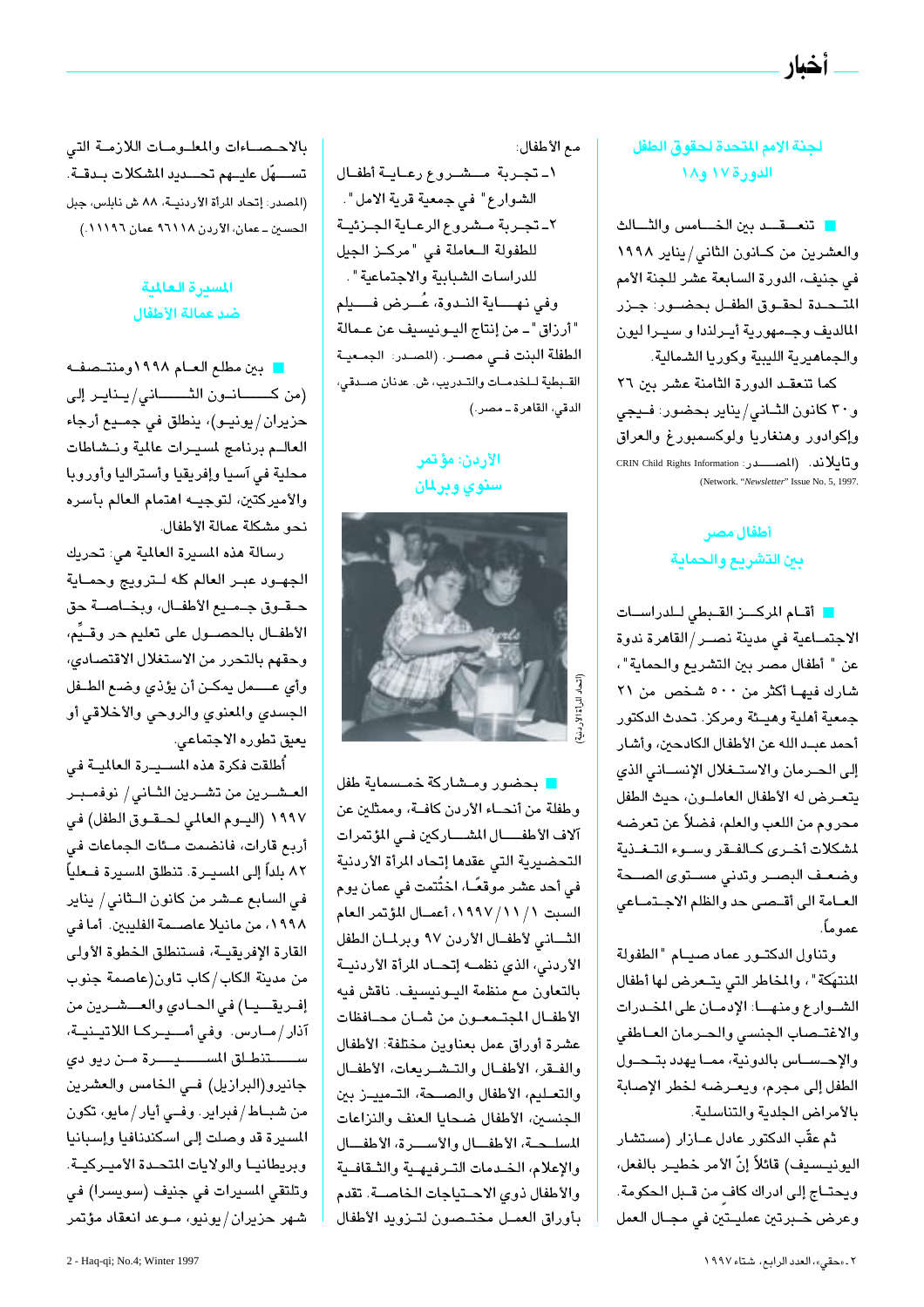## لجنة الامم المتحدة لحقوق الطفل الدورة ١٧ و١٨

تنعقد بين الخامس والثالث والعشرين من كانون الثاني/يناير ١٩٩٨ في جنيف، الدورة السابعة عشر للجنة الأمم المتحدة لحقوق الطفل بحضور: جزر المالديف وجمهورية أيرلندا و سيرا ليون والجماهيرية الليبية وكوريا الشمالية.

كما تنعقد الدورة الثامنة عشر بين ٢٦ و٣٠ كانون الثاني/يناير بحضور: فيجي وإكوادور وهنغاريا ولوكسمبورغ والعراق وتايلاند. (المصدر: CRIN Child Rights Information Network. "*Newsletter*" Issue No. 5, 1997.)

## أطفال مصر بين التشريع والحماية

أقام المركز القبطي للدراسات الاجتماعية في مدينة نصر/القاهرة ندوة عن " أطفال مصر بين التشريع والحماية"، شارك فيها أكثر من ٥٠٠ شخص من ٢١ جمعية أهلية وهيئة ومركز. تحدث الدكتور أحمد عبد الله عن الأطفال الكادحين، وأشار إلى الحرمان والاستغلال الإنساني الذي يتعرض له الأطفال العاملون، حيث الطفل محروم من اللعب والعلم، فضلاً عن تعرضه لمشكلات أخرى كالفقر وسوء التغذية وضعف البصر وتدني مستوى الصحة العامة الى أقصى حد والظلم الاجتماعي عموماً.

وتناول الدكتور عماد صيام "الطفولة المنتهَكة"، والمخاطر التي يتعرض لها أطفال الشوارع ومنها: الإدمان على المخدرات والاغتصاب الجنسي والحرمان العاطفي والإحساس بالدونية، مما يهدد بتحول الطفل إلى مجرم، ويعرضه لخطر الإصابة بالأمراض الجلدية والتناسلية.

ثم عقّب الدكتور عادل عازار (مستشار اليونيسيف) قائلاً إنّ الأمر خطير بالفعل، ويحتاج إلى ادراك كافٍ من قبل الحكومة. وعرض خبرتين عمليتّين في مجال العمل مع الأطفال:

١- تجربة مشروع رعاية أطفال الشوارع" في جمعية قرية الامل".

٢- تجربة مشروع الرعاية الجزئية للطفلة العاملة في "مركز الجيل للدراسات الشبابية والاجتماعية".

وفي نهاية الندوة، عُرض فيلم "أرزاق" - من إنتاج اليونيسيف عن عمالة الطفلة البنت في مصر. (المصدر: الجمعية القبطية للخدمات والتدريب، ش. عدنان صدقي، الدقي، القاهرة - مصر.)

## الأردن: مؤتمر سنوي وبرلمان

(اتحاد المرأة الاردنية)

بحضور ومشاركة خمسمائة طفل وطفلة من أنحاء الأردن كافة، وممثلين عن آلاف الأطفال المشاركين في المؤتمرات التحضيرية التي عقدها إتحاد المرأة الأردنية في أحد عشر موقعاً، اختُتمت في عمان يوم السبت ١/١١/١٩٩٧، أعمال المؤتمر العام الثاني لأطفال الأردن ٩٧ وبرلمان الطفل الأردني، الذي نظمه إتحاد المرأة الأردنية بالتعاون مع منظمة اليونيسيف. ناقش فيه الأطفال المجتمعون من ثمان محافظات عشرة أوراق عمل بعناوين مختلفة: الأطفال والفقر، الأطفال والتشريعات، الأطفال والتعليم، الأطفال والصحة، التمييز بين الجنسين، الأطفال ضحايا العنف والنزاعات المسلحة، الأطفال والأسرة، الأطفال والإعلام، الخدمات الترفيهية والثقافية والأطفال ذوي الاحتياجات الخاصة. تقدم بأوراق العمل مختصون لتزويد الأطفال بالاحصاءات والمعلومات اللازمة التي تسهّل عليهم تحديد المشكلات بدقة. (المصدر: إتحاد المرأة الاردنية، ٨٨ ش نابلس، جبل الحسين - عمان، الأردن ٩٦١١٨ عمان ١١١٩٦.)

## المسيرة العالمية ضد عمالة الأطفال

بين مطلع العام ١٩٩٨ومنتصفه (من كانون الثاني/يناير إلى حزيران/يونيو)، ينطلق في جميع أرجاء العالم برنامج لمسيرات عالمية ونشاطات محلية في آسيا وإفريقيا وأستراليا وأوروبا والأميركتين، لتوجيه اهتمام العالم بأسره نحو مشكلة عمالة الأطفال.

رسالة هذه المسيرة العالمية هي: تحريك الجهود عبر العالم كله لترويج وحماية حقوق جميع الأطفال، وبخاصة حق الأطفال بالحصول على تعليم حر وقيِّم، وحقهم بالتحرر من الاستغلال الاقتصادي، وأي عمل يمكن أن يؤذي وضع الطفل الجسدي والمعنوي والروحي والأخلاقي أو يعيق تطوره الاجتماعي.

أُطلقت فكرة هذه المسيرة العالمية في العشرين من تشرين الثاني/ نوفمبر ١٩٩٧ (اليوم العالمي لحقوق الطفل) في أربع قارات، فانضمت مئات الجماعات في ٨٣ بلداً إلى المسيرة. تنطلق المسيرة فعلياً في السابع عشر من كانون الثاني/ يناير ١٩٩٨، من مانيلا عاصمة الفليبين. أما في القارة الإفريقية، فستنطلق الخطوة الأولى من مدينة الكاب/كاب تاون(عاصمة جنوب إفريقيا) في الحادي والعشرين من آذار/مارس. وفي أميركا اللاتينية، ستنطلق المسيرة من ريو دي جانيرو(البرازيل) في الخامس والعشرين من شباط/فبراير. وفي أيار/مايو، تكون المسيرة قد وصلت إلى اسكندنافيا وإسبانيا وبريطانيا والولايات المتحدة الأميركية. وتلتقي المسيرات في جنيف (سويسرا) في شهر حزيران/يونيو، موعد انعقاد مؤتمر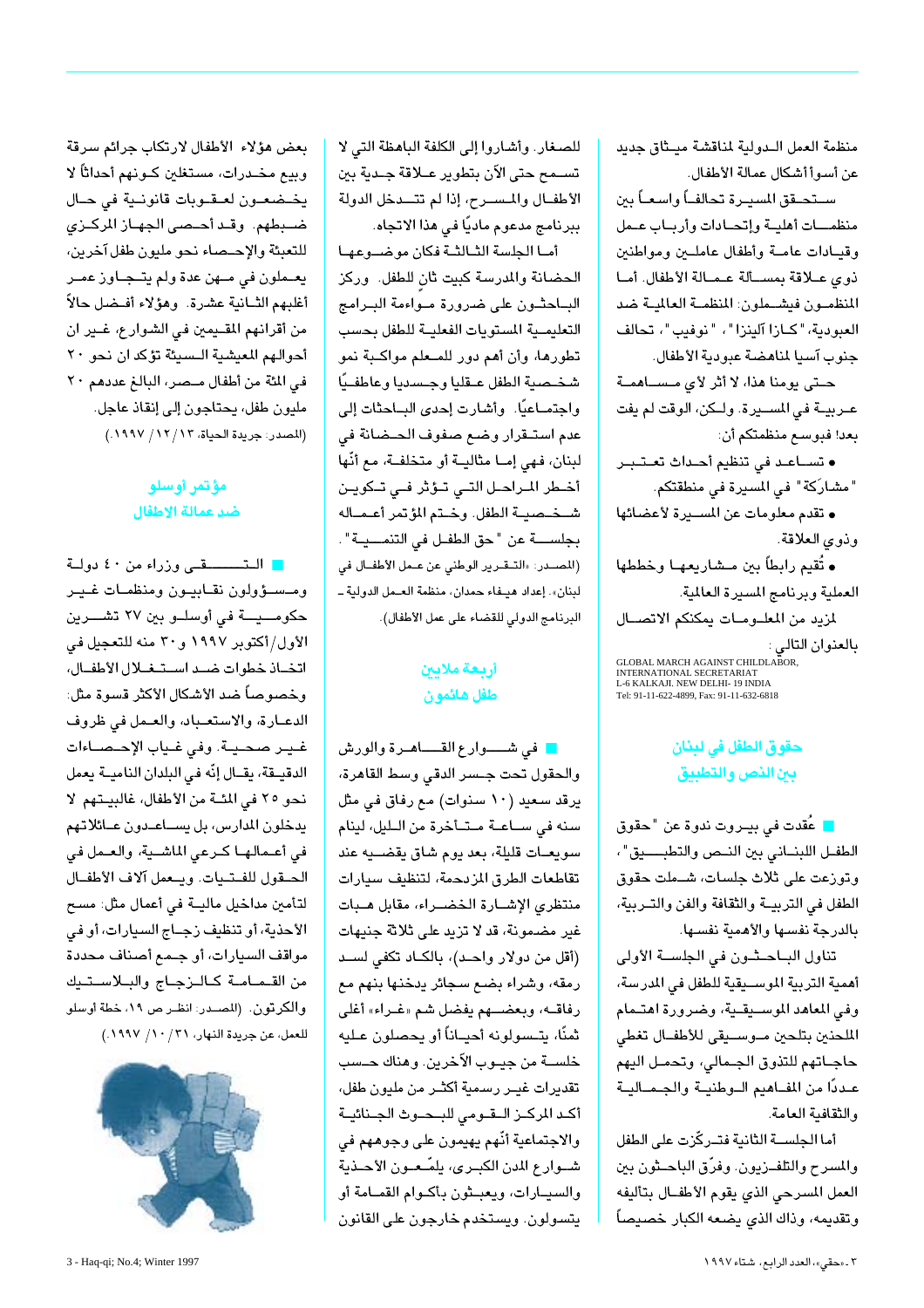منظمة العمل الدولية لمناقشة ميثاق جديد عن أسوأ أشكال عمالة الأطفال.

ستحقق المسيرة تحالفاً واسعاً بين منظمات أهلية وإتحادات وأرباب عمل وقيادات عامة وأطفال عاملين ومواطنين ذوي علاقة بمسألة عمالة الأطفال. أما المنظمون فيشملون: المنظمة العالمية ضد العبودية، "كازا آلينزا"، "نوفيب"، تحالف جنوب آسيا لمناهضة عبودية الأطفال.

حتى يومنا هذا، لا أثر لأي مساهمة عربية في المسيرة. ولكن، الوقت لم يفت بعد! فبوسع منظمتكم أن:

- تساعد في تنظيم أحداث تعتبر "مشاركة" في المسيرة في منطقتكم.
- تقدم معلومات عن المسيرة لأعضائها وذوي العلاقة.
- تُقيم رابطاً بين مشاريعها وخططها العملية وبرنامج المسيرة العالمية.

لمزيد من المعلومات يمكنكم الاتصال بالعنوان التالي:

GLOBAL MARCH AGAINST CHILDLABOR,
INTERNATIONAL SECRETARIAT
L-6 KALKAJI. NEW DELHI- 19 INDIA
Tel: 91-11-622-4899, Fax: 91-11-632-6818

## حقوق الطفل في لبنان بين النص والتطبيق

عُقدت في بيروت ندوة عن "حقوق الطفل اللبناني بين النص والتطبيق"، وتوزعت على ثلاث جلسات، شملت حقوق الطفل في التربية والثقافة والفن والتربية، بالدرجة نفسها والأهمية نفسها.

تناول الباحثون في الجلسة الأولى أهمية التربية الموسيقية للطفل في المدرسة، وفي المعاهد الموسيقية، وضرورة اهتمام الملحنين بتلحين موسيقى للأطفال تغطي حاجاتهم للتذوق الجمالي، وتحمل اليهم عدداً من المفاهيم الوطنية والجمالية والثقافية العامة.

أما الجلسة الثانية فتركّزت على الطفل والمسرح والتلفزيون. وفرّق الباحثون بين العمل المسرحي الذي يقوم الأطفال بتأليفه وتقديمه، وذاك الذي يضعه الكبار خصيصاً للصغار. وأشاروا إلى الكلفة الباهظة التي لا تسمح حتى الآن بتطوير علاقة جدية بين الأطفال والمسرح، إذا لم تتدخل الدولة ببرنامج مدعوم مادياً في هذا الاتجاه.

أما الجلسة الثالثة فكان موضوعها الحضانة والمدرسة كبيت ثانٍ للطفل. وركز الباحثون على ضرورة مواءمة البرامج التعليمية المستويات الفعلية للطفل بحسب تطورها، وأن أهم دور للمعلم مواكبة نمو شخصية الطفل عقلياً وجسدياً وعاطفياً واجتماعياً. وأشارت إحدى الباحثات إلى عدم استقرار وضع صفوف الحضانة في لبنان، فهي إما مثالية أو متخلفة، مع أنّها أخطر المراحل التي تؤثر في تكوين شخصية الطفل. وختم المؤتمر أعماله بجلسة عن "حق الطفل في التنمية".

(المصدر: «التقرير الوطني عن عمل الأطفال في لبنان». إعداد هيفاء حمدان، منظمة العمل الدولية - البرنامج الدولي للقضاء على عمل الأطفال).

## أربعة ملايين طفل هائمون

في شوارع القاهرة والورش والحقول تحت جسر الدقي وسط القاهرة، يرقد سعيد (١٠ سنوات) مع رفاق في مثل سنه في ساعة متأخرة من الليل، لينام سويعات قليلة، بعد يوم شاق يقضيه عند تقاطعات الطرق المزدحمة، لتنظيف سيارات منتظري الإشارة الخضراء، مقابل هبات غير مضمونة، قد لا تزيد على ثلاثة جنيهات (أقل من دولار واحد)، بالكاد تكفي لسد رمقه، وشراء بضع سجائر يدخنها بنهم مع رفاقه، وبعضهم يفضل شم «غراء» أغلى ثمناً، يتسولونه أحياناً أو يحصلون عليه خلسة من جيوب الآخرين. وهناك حسب تقديرات غير رسمية أكثر من مليون طفل، أكد المركز القومي للبحوث الجنائية والاجتماعية أنّهم يهيمون على وجوههم في شوارع المدن الكبرى، يلمّعون الأحذية والسيارات، ويعبثون بأكوام القمامة أو يتسولون. ويستخدم خارجون على القانون بعض هؤلاء الأطفال لارتكاب جرائم سرقة وبيع مخدرات، مستغلين كونهم أحداثاً لا يخضعون لعقوبات قانونية في حال ضبطهم. وقد أحصى الجهاز المركزي للتعبئة والإحصاء نحو مليون طفل آخرين، يعملون في مهن عدة ولم يتجاوز عمر أغلبهم الثانية عشرة. وهؤلاء أفضل حالاً من أقرانهم المقيمين في الشوارع، غير ان أحوالهم المعيشية السيئة تؤكد ان نحو ٢٠ في المئة من أطفال مصر، البالغ عددهم ٢٠ مليون طفل، يحتاجون إلى إنقاذ عاجل.

(المصدر: جريدة الحياة، ١٣/ ١٢/ ١٩٩٧).

## مؤتمر أوسلو ضد عمالة الاطفال

التقى وزراء من ٤٠ دولة ومسؤولون نقابيون ومنظمات غير حكومية في أوسلو بين ٢٧ تشرين الأول/أكتوبر ١٩٩٧ و٣٠ منه للتعجيل في اتخاذ خطوات ضد استغلال الأطفال، وخصوصاً ضد الأشكال الأكثر قسوة مثل: الدعارة، والاستعباد، والعمل في ظروف غير صحية. وفي غياب الإحصاءات الدقيقة، يقال إنّه في البلدان النامية يعمل نحو ٢٥ في المئة من الأطفال، غالبيتهم لا يدخلون المدارس، بل يساعدون عائلاتهم في أعمالها كرعي الماشية، والعمل في الحقول للفتيات. ويعمل آلاف الأطفال لتأمين مداخيل مالية في أعمال مثل: مسح الأحذية، أو تنظيف زجاج السيارات، أو في مواقف السيارات، أو جمع أصناف محددة من القمامة كالزجاج والبلاستيك والكرتون. (المصدر: انظر ص ١٩، خطة أوسلو للعمل، عن جريدة النهار، ٣١/ ١٠/ ١٩٩٧).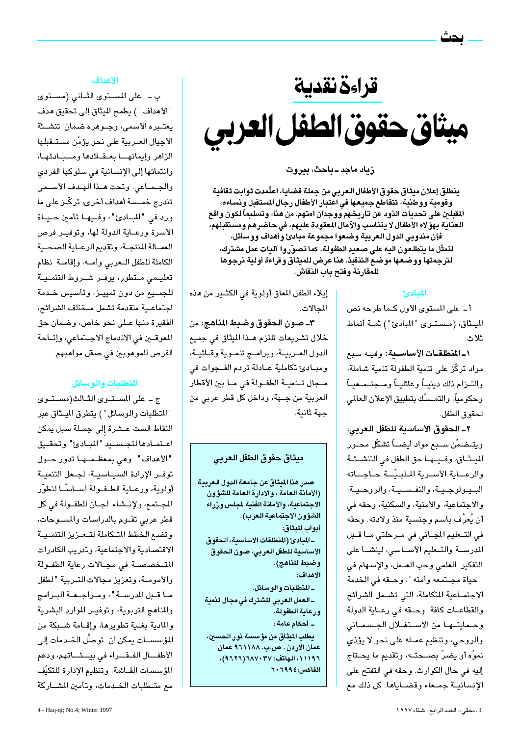# قراءة نقدية

# ميثاق حقوق الطفل العربي

**زياد ماجد - باحث، بيروت**

**ينطلق إعلان ميثاق حقوق الأطفال العربي من جملة قضايا، اعتُمدت ثوابت ثقافية وقومية ووطنية، تتقاطع جميعها في اعتبار الأطفال رجال المستقبل ونساءه، المقبلين على تحديات الذود عن تاريخهم ووجدان أمتهم. من هنا، وتسليماً لكون واقع العناية بهؤلاء الأطفال لا يتناسب والآمال المعقودة عليهم، في حاضرهم ومستقبلهم، فإن مندوبي الدول العربية وضعوا مجموعة مبادئ وأهداف ووسائل، لتمثّل ما يتطلعون اليه على صعيد الطفولة. كما تصوّروا آليات عمل مشترك، لترجمتها ووضعها موضع التنفيذ. هنا عرض للميثاق وقراءة أولية نرجوها للمقارنة وفتح باب النقاش.**

## المبادئ

أ - على المستوى الأول كما طرحه نص الميثاق، (مستوى "المبادئ") ثمة أنماط ثلاث:

**١- المنطلقات الأساسية:** وفيه سبع مواد تركّز على تنمية الطفولة تنمية شاملة، والتزام ذلك دينياً وعائلياً ومجتمعياً وحكومياً، والتمسّك بتطبيق الإعلان العالمي لحقوق الطفل.

**٢- الحقوق الأساسية للطفل العربي:** ويتضمّن سبع مواد أيضاً تشكّل محور الميثاق، وفيها حق الطفل في التنشئة والرعاية الأسرية الملبيّة حاجاته البيولوجية، والنفسية، والروحية، والاجتماعية، والأمنية، والسكنية، وحقه في أن يُعرَّف باسم وجنسية منذ ولادته. وحقه في التعليم المجاني في مرحلتي ما قبل المدرسة والتعليم الأساسي، لينشأ على التفكير العلمي وحب العمل، والإسهام في "حياة مجتمعه وأمته". وحقه في الخدمة الاجتماعية المتكاملة، التي تشمل الشرائح والقطاعات كافة. وحقه في رعاية الدولة وحمايتها من الاستغلال الجسماني والروحي، وتنظيم عمله على نحو لا يؤذي نموّه أو يضرّ بصحته، وتقديم ما يحتاج إليه في حال الكوارث. وحقه في التفتح على الإنسانية جمعاء وقضاياها. كل ذلك مع إيلاء الطفل المعاق أولوية في الكثير من هذه المجالات.

**٣- صون الحقوق وضبط المناهج:** من خلال تشريعات تلتزم هذا الميثاق في جميع الدول العربية، وبرامج تنموية وقائية، ومبادئ تكاملية عادلة تردم الفجوات في مجال تنمية الطفولة في ما بين الأقطار العربية من جهة، وداخل كل قطر عربي من جهة ثانية.

> ### ميثاق حقوق الطفل العربي
>
> **صدر هذا الميثاق عن جامعة الدول العربية (الأمانة العامة، والادارة العامة للشؤون الاجتماعية، والأمانة الفنية لمجلس وزراء الشؤون الاجتماعية العرب).**
>
> **أبواب الميثاق:**
>
> **- المبادئ (المنطلقات الاساسية، الحقوق الأساسية للطفل العربي، صون الحقوق وضبط المناهج).**
>
> **الاهداف:**
>
> **- المتطلبات والوسائل.**
>
> **- العمل العربي المشترك في مجال تنمية ورعاية الطفولة.**
>
> **- أحكام عامة:**
>
> **يطلب الميثاق من مؤسسة نور الحسين، عمان الاردن. ص.ب. ٩٦١١٨٨ عمان ١١١٩٦، الهاتف: ٦٨٧٠٣٧ (٩٦٢٦)، الفاكس: ٦٠٦٩٩٤**

## الأهداف

ب - على المستوى الثاني (مستوى "الأهداف") يطمح الميثاق إلى تحقيق هدف يعتبره الأسمى، وجوهره ضمان تنشئة الأجيال العربية على نحو يؤمّن مستقبلها الزاهر وإيمانها بعقائدها ومبادئها، وانتمائها إلى الإنسانية في سلوكها الفردي والجماعي. وتحت هذا الهدف الأسمى تندرج خمسة أهداف أخرى، تركّز على ما ورد في "المبادئ"، وفيها تأمين حياة الأسرة ورعاية الدولة لها، وتوفير فرص العمالة المنتجة، وتقديم الرعاية الصحية الكاملة للطفل العربي وأمه، وإقامة نظام تعليمي متطور، يوفر شروط التنمية للجميع من دون تمييز، وتأسيس خدمة اجتماعية متقدمة تشمل مختلف الشرائح، الفقيرة منها على نحو خاص، وضمان حق المعوقين في الاندماج الاجتماعي، وإتاحة الفرص للموهوبين في صقل مواهبهم.

## المتطلبات والوسائل

ج - على المستوى الثالث (مستوى "المتطلبات والوسائل") يتطرق الميثاق عبر النقاط الست عشرة إلى جملة سبل يمكن اعتمادها لتجسيد "المبادئ" وتحقيق "الأهداف". وهي بمعظمها تدور حول توفر الإرادة السياسية، لجعل التنمية أولوية، ورعاية الطفولة أساساً لتطوّر المجتمع، ولإنشاء لجان للطفولة في كل قطر عربي تقوم بالدراسات والمسوحات، وتضع الخطط المتكاملة لتعزيز التنمية الاقتصادية والاجتماعية، وتدريب الكادرات المتخصصة في مجالات رعاية الطفولة والأمومة، وتعزيز مجالات التربية "لطفل ما قبل المدرسة"، ومراجعة البرامج والمناهج التربوية، وتوفير الموارد البشرية والمادية بغية تطويرها، وإقامة شبكة من المؤسسات يمكن أن توصِّل الخدمات إلى الأطفال الفقراء في بيئاتهم، ودعم المؤسسات القائمة، وتنظيم الإدارة للتكيّف مع متطلبات الخدمات، وتأمين المشاركة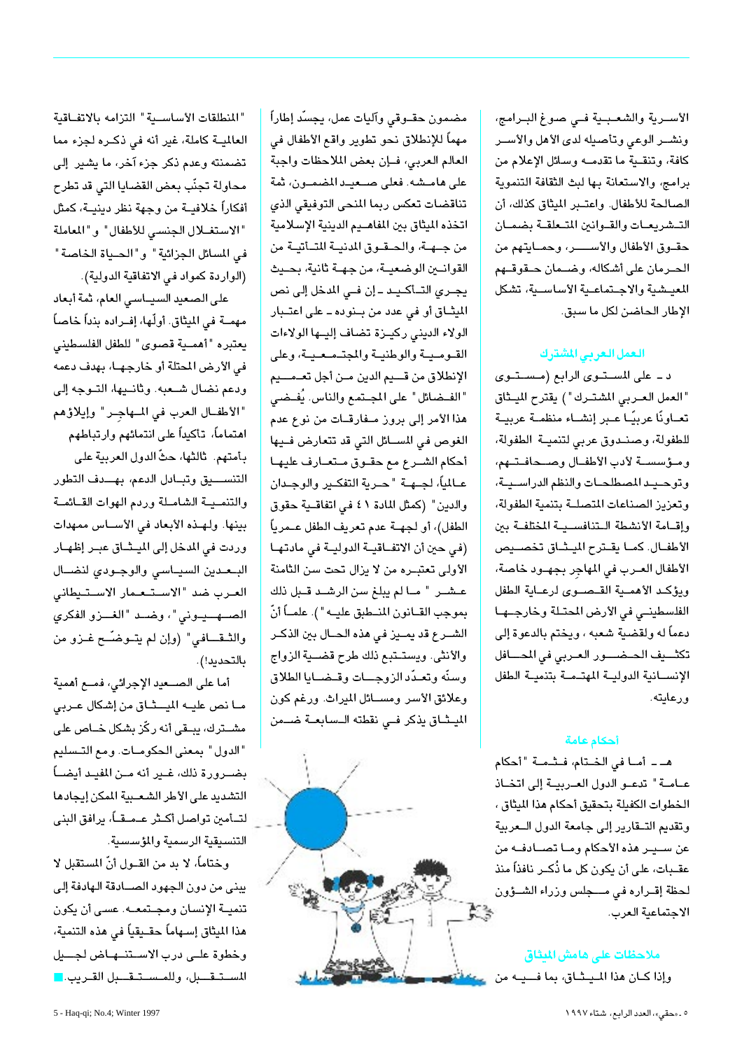الأسـرية والشعـبـية فـي صـوغ البـرامج، ونشـر الوعي وتأصيله لدى الأهل والأسـر كافة، وتنقـية ما تقدمـه وسائل الإعلام من برامج، والاستعانة بها لبث الثقافة التنموية الصالحة للأطفال. واعتـبر الميثاق كذلك، أن التـشريعـات والقـوانين المتـعلقـة بضمـان حقـوق الأطفال والأســـر، وحمـايتهم من الحـرمان على أشكاله، وضـمان حـقوقـهم المعيـشية والاجـتماعـية الأساسـية، تشكل الإطار الحاضن لكل ما سبق.

### العمل العربي المشترك

د ـ على المسـتـوى الرابع (مسـتـوى "العمل العـربي المشتـرك") يقترح الميـثاق تعـاونًا عربيًا عـبـر إنشـاء منظمـة عربيـة للطفولة، وصنـدوق عربي لتنميـة الطفولة، ومـؤسسـة لأدب الأطفـال وصـحافـتـهم، وتوحـيـد المصطلحـات والنظم الدراسـيـة، وتعزيز الصناعات المتصلـة بتنمية الطفولة، وإقـامة الأنشطة الـتنافسـيـة المختلفـة بين الأطفال. كمـا يقـترح الميـثـاق تخصـيص الأطفال العرب في المهاجِر بجهـود خاصة، ويؤكـد الأهمـية القـصـوى لرعـاية الطفل الفلسطينـي في الأرض المحتـلة وخارجــها دعماً له ولقضية شعبه ، ويختم بالدعوة إلى تكثـيـف الحـضـــور العــربي في المحـــافل الإنسـانية الدولية المهتـمـة بتنميـة الطفل ورعايته.

### أحكام عامة

هـ ـ أمـا في الخـتام، فـثـمـة "أحكام عـامـة" تدعـو الدول العـربيـة إلى اتخـاذ الخطوات الكفيلة بتحقيق أحكام هذا الميثاق ، وتقديم التـقارير إلى جامعة الدول العـربية عن سـيـر هذه الأحكام ومـا تصـادفـه من عقـبات، على أن يكون كل ما ذُكـر نافذاً منذ لحظة إقـراره في مـــجلس وزراء الشـؤون الاجتماعية العرب.

### ملاحظات على هامش الميثاق

وإذا كـان هذا المـيـثـاق، بما فـــيــه من مضمون حقـوقي وآليات عمل، يجسّد إطاراً مهماً للإنطلاق نحو تطوير واقع الأطفال في العالم العربي، فـإن بعض الملاحظات واجبة على هامـشـه. فعلى صـعيـد المضمــون، ثمة تناقضات تعكس ربما المنحى التوفيقي الذي اتخذه الميثاق بين المفاهـيم الدينية الإسلامية من جـهـة، والحـقـوق المدنيـة المتـأتيـة من القوانـين الوضعيـة، من جهـة ثانية، بحـيث يجـري التـأكـيد ـ إن فـي المدخل إلى نص الميثـاق أو في عدد من بـنوده ـ على اعتـبار الولاء الديني ركيـزة تضاف إليـها الولاءات القـومـيـة والوطنيـة والمجـتـمـعـيـة، وعلى الإنطلاق من قـيم الدين مـن أجل تعـمــيم "الفـضـائل" على المجـتمع والناس. يُفـضي هذا الأمر إلى بروز مـفارقـات من نوع عدم الغوص في المسـائل التي قد تتعارض فـيها أحكام الشـرع مع حقـوق مـتعـارف عليهـا عـالمياً، لجـهـة "حـرية التفكـير والوجـدان والدين" (كمثل المادة ٤١ في اتفاقـية حقوق الطفل)، أو لجهـة عدم تعريف الطفل عـمرياً (في حين أن الاتفـاقـية الدوليـة في مادتهـا الأولى تعتبـره من لا يزال تحت سن الثامنة عـشـر " مـا لم يبلغ سن الرشـد قـبل ذلك بموجب القـانون المنـطبق عليـه"). علمـاً أنّ الشـرع قد يميـز في هذه الحـال بين الذكـر والأنثى. ويسـتـتبع ذلك طرح قضـية الزواج وسنّه وتعـدّد الزوجــات وقـضـايا الطلاق وعلائق الأسر ومسـائل الميراث. ورغم كون المـيـثـاق يذكر فـي نقطته الـسـابعـة ضـمن "المنطلقات الأساسـية" التزامه بالاتفـاقية العالميـة كاملة، غير أنه في ذكـره لجزء مما تضمنته وعدم ذكر جزء آخر، ما يشير إلى محاولة تجنّب بعض القضايا التي قد تطرح أفكاراً خلافيـة من وجهة نظر دينيـة، كمثل "الاستغـلال الجنسي للأطفال" و"المعاملة في المسائل الجزائية" و"الحـياة الخاصـة" (الواردة كمواد في الاتفاقية الدولية).

على الصعيد السيـاسي العام، ثمة أبعاد مهمـة في الميثاق. أولّها، إفـراده بنداً خاصاً يعتبره "أهمـية قصوى" للطفل الفلسطيني في الأرض المحتلة أو خارجـها، بهدف دعمه ودعم نضال شـعبه. وثانـيها، التـوجه إلى "الأطفـال العرب في المـهاجِـر" وإيلاؤهم اهتماماً، تأكيداً على انتمائهم وارتباطهم بأمتهم. ثالثها، حثّ الدول العربية على التنســيق وتبـادل الدعم، بهـدف التطور والتنمـيـة الشامـلة وردم الهوات القـائمـة بينها. ولهـذه الأبعاد في الأسـاس ممهدات وردت في المدخل إلى الميـثـاق عبـر إظهـار البـعـدين السيـاسي والوجـودي لنضـال العـرب ضد "الاســتـعـمار الاســتـيطاني الصـهـيـوني"، وضـد "الغـزو الفكري والثـقـافي" (وإن لم يتـوضّـح غـزو من بالتحديد!).

أما على الصـعيد الإجرائي، فمـع أهمية مـا نص عليـه الميــثـاق من إشكال عـربي مشـترك، يبـقى أنه ركّز بشكل خـاص على "الدول" بمعنى الحكومـات. ومع التـسليم بضـرورة ذلك، غـير أنه مـن المفيـد أيضـاً التشديد على الأطر الشعـبية الممكن إيجادها لتـأمين تواصل أكـثر عـمـقـاً، يرافق البنى التنسيقية الرسمية والمؤسسية.

وختاماً، لا بد من القـول أنّ المستقبل لا يبنى من دون الجهـود الصـــادقة الهادفة إلى تنميـة الإنسان ومجـتمعـه. عسى أن يكون هذا الميثاق إسهاماً حقـيقياً في هذه التنمية، وخطوة علـى درب الاسـتـنـهـاض لجـيـل المسـتـقـبل، وللمسـتـقـبل القـريب.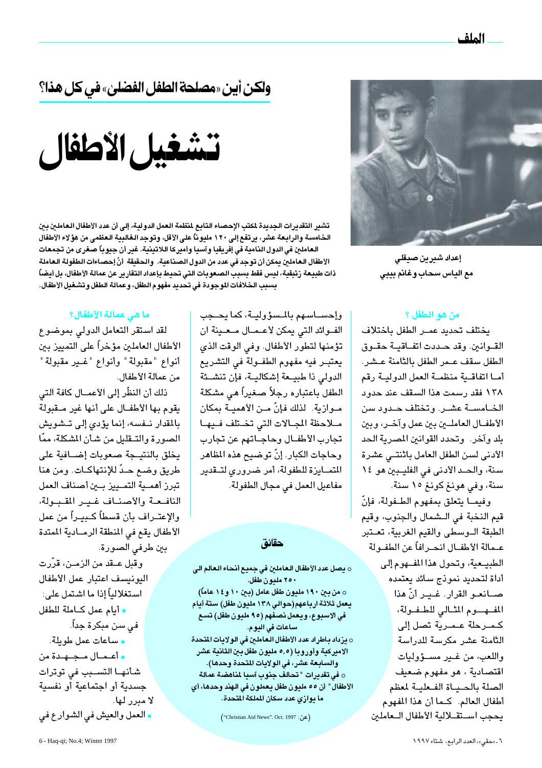## ولكن أين «مصلحة الطفل الفضلى» في كل هذا؟

# تشغيل الأطفال

**تشير التقديرات الجديدة لمكتب الإحصاء التابع لمنظمة العمل الدولية، إلى أن عدد الأطفال العاملين بين الخامسة والرابعة عشر، يرتفع إلى ١٢٠ مليوناً على الأقل، وتوجد الغالبية العظمى من هؤلاء الأطفال العاملين في الدول النامية في إفريقيا وآسيا وأميركا اللاتينية. غير أن جيوباً صغرى من تجمعات الأطفال العاملين يمكن أن توجد في عدد من الدول الصناعية. والحقيقة أنّ إحصاءات الطفولة العاملة ذات طبيعة زئبقية، ليس فقط بسبب الصعوبات التي تحيط بإعداد التقارير عن عمالة الأطفال، بل أيضاً بسبب الخلافات الموجودة في تحديد مفهوم الطفل، وعمالة الطفل وتشغيل الأطفال.**

**إعداد شيرين صيقلي**
**مع الياس سحاب وغانم بيبي**

### من هو الطفل ؟

يختلف تحديد عمر الطفل باختلاف القوانين. وقد حددت اتفاقية حقوق الطفل سقف عمر الطفل بالثامنة عشر. أما اتفاقية منظمة العمل الدولية رقم ١٣٨ فقد رسمت هذا السقف عند حدود الخامسة عشر. وتختلف حدود سن الأطفال العاملين بين عمل وآخر، وبين بلد وآخر. وتحدد القوانين المصرية الحد الأدنى لسن الطفل العامل باثنتي عشرة سنة، والحد الأدنى في الفليبين هو ١٤ سنة، وفي هونغ كونغ ١٥ سنة.

وفيما يتعلق بمفهوم الطفولة، فإنّ قيم النخبة في الشمال والجنوب، وقيم الطبقة الوسطى والقيم الغربية، تعتبر عمالة الأطفال انحرافاً عن الطفولة الطبيعية، وتحول هذا المفهوم إلى أداة لتحديد نموذج سائد يعتمده صانعو القرار. غير أنّ هذا المفهوم المثالي للطفولة، كمرحلة عمرية تصل إلى الثامنة عشر مكرسة للدراسة واللعب، من غير مسؤوليات اقتصادية ، هو مفهوم ضعيف الصلة بالحياة الفعلية لمعظم أطفال العالم. كما أن هذا المفهوم يحجب استقلالية الأطفال العاملين وإحساسهم بالمسؤولية، كما يحجب الفوائد التي يمكن لأعمال معينة ان تؤمنها لتطور الأطفال. وفي الوقت الذي يعتبر فيه مفهوم الطفولة في التشريع الدولي ذا طبيعة إشكالية، فإن تنشئة الطفل باعتباره رجلاً صغيراً هي مشكلة موازية. لذلك فإنّ من الأهمية بمكان ملاحظة المجالات التي تختلف فيها تجارب الأطفال وحاجاتهم عن تجارب وحاجات الكبار. إنّ توضيح هذه المظاهر المتمايزة للطفولة، أمر ضروري لتقدير مفاعيل العمل في مجال الطفولة.

### ما هي عمالة الأطفال؟

لقد استقر التعامل الدولي بموضوع الأطفال العاملين مؤخراً على التمييز بين أنواع "مقبولة" وأنواع "غير مقبولة" من عمالة الأطفال.

ذلك أن النظّر إلى الأعمال كافة التي يقوم بها الأطفال على أنها غير مقبولة بالمقدار نفسه، إنما يؤدي إلى تشويش الصورة والتقليل من شأن المشكلة، ممّا يخلق بالنتيجة صعوبات إضافية على طريق وضع حدّ للإنتهاكات. ومن هنا تبرز أهمية التمييز بين أصناف العمل النافعة والأصناف غير المقبولة، والإعتراف بأن قسطاً كبيراً من عمل الأطفال يقع في المنطقة الرمادية الممتدة بين طرفي الصورة.

وقبل عقد من الزمن، قرّرت اليونيسف اعتبار عمل الأطفال استغلالياً إذا ما اشتمل على:

- أيام عمل كاملة للطفل في سن مبكرة جداً.
- ساعات عمل طويلة.
- أعمال مجهدة من شأنها التسبب في توترات جسدية أو اجتماعية أو نفسية لا مبرر لها.
- العمل والعيش في الشوارع في

### حقائق

- يصل عدد الأطفال العاملين في جميع أنحاء العالم الى ٢٥٠ مليون طفل.
- من بين ١٩٠ مليون طفل عامل (بين ١٠ و١٤ عاماً) يعمل ثلاثة ارباعهم (حوالي ١٣٨ مليون طفل) ستة أيام في الاسبوع، ويعمل نصفهم (٩٥ مليون طفل) تسع ساعات في اليوم.
- يزداد باطراد عدد الأطفال العاملين في الولايات المتحدة الاميركية وأوروبا (٥,٥ مليون طفل بين الثانية عشر والسابعة عشر، في الولايات المتحدة وحدها).
- في تقديرات "تحالف جنوب آسيا لمناهضة عمالة الأطفال" أن ٥٥ مليون طفل يعملون في الهند وحدها، أي ما يوازي عدد سكان المملكة المتحدة.

(عن: "Christian Aid News". Oct. 1997)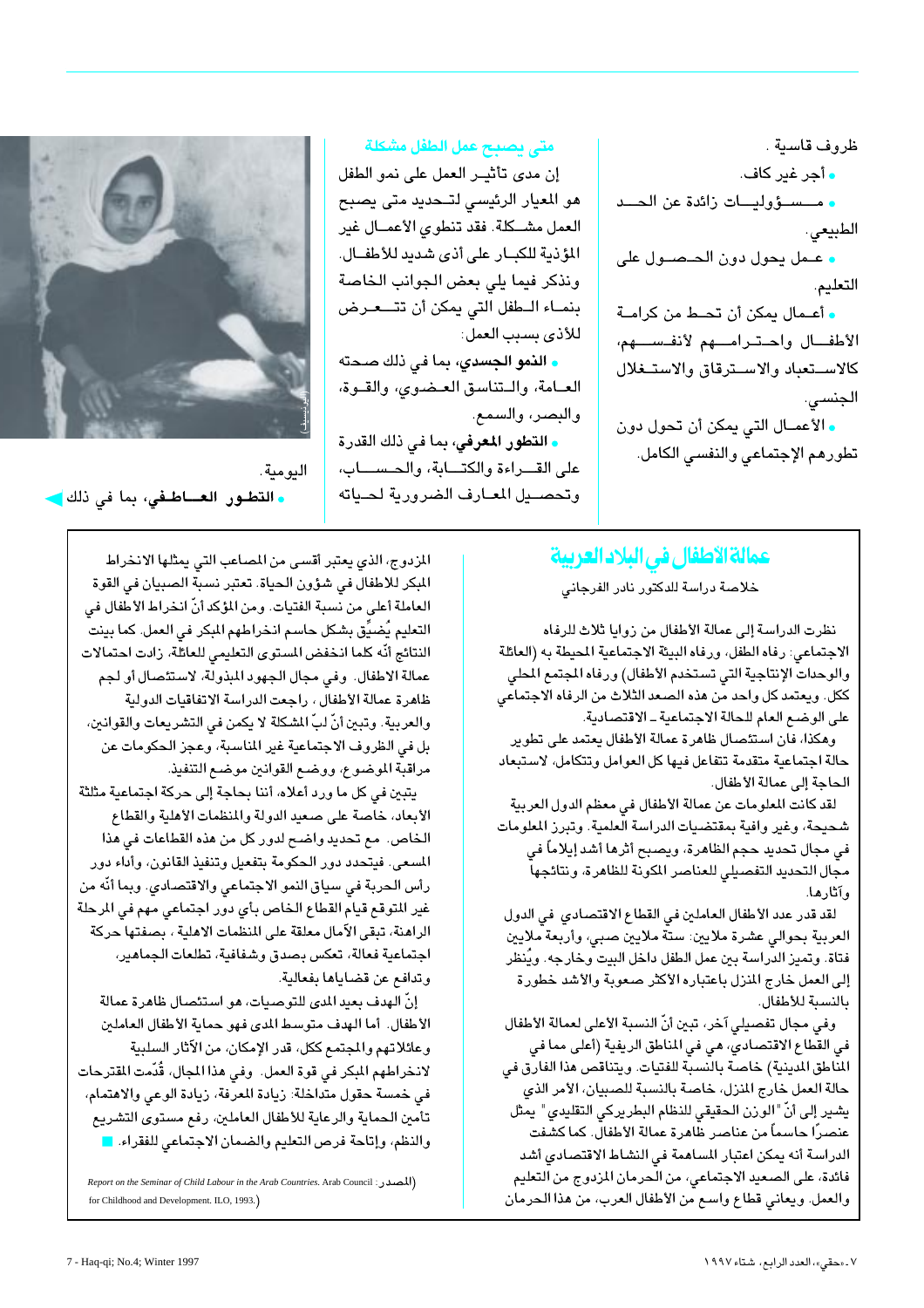ظروف قاسية .

- أجر غير كاف.
- مسؤوليات زائدة عن الحد الطبيعي.
- عمل يحول دون الحصول على التعليم.
- أعمال يمكن أن تحط من كرامة الأطفال واحترامهم لأنفسهم، كالاستعباد والاسترقاق والاستغلال الجنسي.
- الأعمال التي يمكن أن تحول دون تطورهم الإجتماعي والنفسي الكامل.

### متى يصبح عمل الطفل مشكلة

إن مدى تأثير العمل على نمو الطفل هو المعيار الرئيسي لتحديد متى يصبح العمل مشكلة. فقد تنطوي الأعمال غير المؤذية للكبار على أذى شديد للأطفال. ونذكر فيما يلي بعض الجوانب الخاصة بنماء الطفل التي يمكن أن تتعرض للأذى بسبب العمل:

- **النمو الجسدي**، بما في ذلك صحته العامة، والتناسق العضوي، والقوة، والبصر، والسمع.
- **التطور المعرفي**، بما في ذلك القدرة على القراءة والكتابة، والحساب، وتحصيل المعارف الضرورية لحياته اليومية.
- **التطور العاطفي**، بما في ذلك

## عمالة الأطفال في البلاد العربية

خلاصة دراسة للدكتور نادر الفرجاني

نظرت الدراسة إلى عمالة الأطفال من زوايا ثلاث للرفاه الاجتماعي: رفاه الطفل، ورفاه البيئة الاجتماعية المحيطة به (العائلة والوحدات الإنتاجية التي تستخدم الأطفال) ورفاه المجتمع المحلي ككل. ويعتمد كل واحد من هذه الصعد الثلاث من الرفاه الاجتماعي على الوضع العام للحالة الاجتماعية ـ الاقتصادية.

وهكذا، فان استئصال ظاهرة عمالة الأطفال يعتمد على تطوير حالة اجتماعية متقدمة تتفاعل فيها كل العوامل وتتكامل، لاستبعاد الحاجة إلى عمالة الأطفال.

لقد كانت المعلومات عن عمالة الأطفال في معظم الدول العربية شحيحة، وغير وافية بمقتضيات الدراسة العلمية. وتبرز المعلومات في مجال تحديد حجم الظاهرة، ويصبح أثرها أشد إيلاماً في مجال التحديد التفصيلي للعناصر المكونة للظاهرة، ونتائجها وآثارها.

لقد قدر عدد الأطفال العاملين في القطاع الاقتصادي في الدول العربية بحوالي عشرة ملايين: ستة ملايين صبي، وأربعة ملايين فتاة. وتميز الدراسة بين عمل الطفل داخل البيت وخارجه. ويُنظر إلى العمل خارج المنزل باعتباره الأكثر صعوبة والأشد خطورة بالنسبة للأطفال.

وفي مجال تفصيلي آخر، تبين أنّ النسبة الأعلى لعمالة الأطفال في القطاع الاقتصادي، هي في المناطق الريفية (أعلى مما في المناطق المدينية) خاصة بالنسبة للفتيات. ويتناقص هذا الفارق في حالة العمل خارج المنزل، خاصة بالنسبة للصبيان، الأمر الذي يشير إلى أنّ "الوزن الحقيقي للنظام البطريركي التقليدي" يمثل عنصراً حاسماً من عناصر ظاهرة عمالة الأطفال. كما كشفت الدراسة أنه يمكن اعتبار المساهمة في النشاط الاقتصادي أشد فائدة، على الصعيد الاجتماعي، من الحرمان المزدوج من التعليم والعمل. ويعاني قطاع واسع من الأطفال العرب، من هذا الحرمان المزدوج، الذي يعتبر أقسى من المصاعب التي يمثلها الانخراط المبكر للاطفال في شؤون الحياة. تعتبر نسبة الصبيان في القوة العاملة أعلى من نسبة الفتيات. ومن المؤكد أنّ انخراط الأطفال في التعليم يُضيِّق بشكل حاسم انخراطهم المبكر في العمل. كما بينت النتائج أنّه كلما انخفض المستوى التعليمي للعائلة، زادت احتمالات عمالة الاطفال. وفي مجال الجهود المبذولة، لاستئصال أو لجم ظاهرة عمالة الأطفال، راجعت الدراسة الاتفاقيات الدولية والعربية. وتبين أنّ لبّ المشكلة لا يكمن في التشريعات والقوانين، بل في الظروف الاجتماعية غير المناسبة، وعجز الحكومات عن مراقبة الموضوع، ووضع القوانين موضع التنفيذ.

يتبين في كل ما ورد أعلاه، أننا بحاجة إلى حركة اجتماعية مثلثة الأبعاد، خاصة على صعيد الدولة والمنظمات الأهلية والقطاع الخاص. مع تحديد واضح لدور كل من هذه القطاعات في هذا المسعى. فيتحدد دور الحكومة بتفعيل وتنفيذ القانون، وأداء دور رأس الحربة في سياق النمو الاجتماعي والاقتصادي. وبما أنّه من غير المتوقع قيام القطاع الخاص بأي دور اجتماعي مهم في المرحلة الراهنة، تبقى الآمال معلقة على المنظمات الاهلية ، بصفتها حركة اجتماعية فعالة، تعكس بصدق وشفافية، تطلعات الجماهير، وتدافع عن قضاياها بفعالية.

إنّ الهدف بعيد المدى للتوصيات، هو استئصال ظاهرة عمالة الأطفال. أما الهدف متوسط المدى فهو حماية الأطفال العاملين وعائلاتهم والمجتمع ككل، قدر الإمكان، من الآثار السلبية لانخراطهم المبكر في قوة العمل. وفي هذا المجال، قُدّمت المقترحات في خمسة حقول متداخلة: زيادة المعرفة، زيادة الوعي والاهتمام، تأمين الحماية والرعاية للأطفال العاملين، رفع مستوى التشريع والنظم، وإتاحة فرص التعليم والضمان الاجتماعي للفقراء. ■

(المصدر: *Report on the Seminar of Child Labour in the Arab Countries.* Arab Council for Childhood and Development. ILO, 1993.)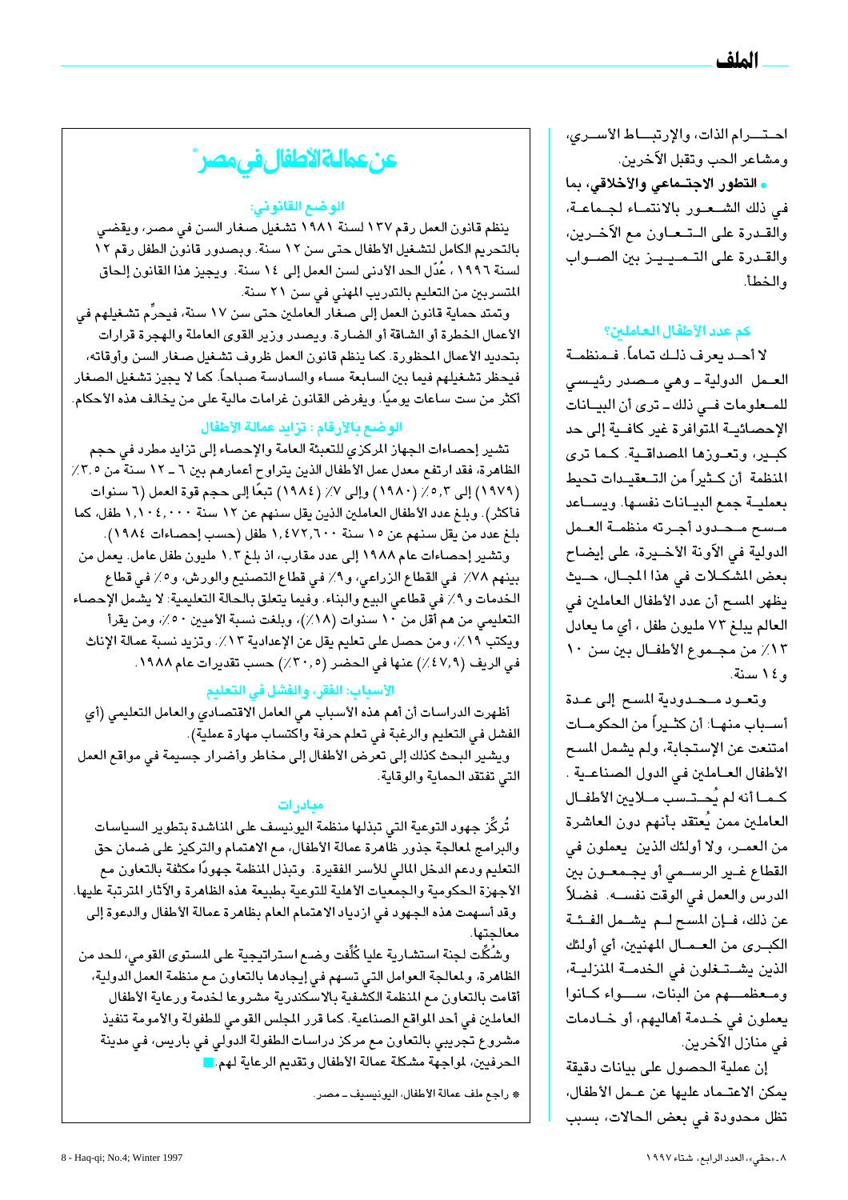احـتـــرام الذات، والإرتبــاط الأسـري، ومشاعر الحب وتقبل الآخرين.

- **التطور الاجتماعي والأخلاقي**، بما في ذلك الشـعـور بالانتمـاء لجـماعـة، والقـدرة على الـتـعـاون مع الآخـرين، والقـدرة على التـمـيـيـز بين الصـواب والخطأ.

## كم عدد الأطفال العاملين؟

لا أحـد يعرف ذلـك تماماً. فـمنظمـة العـمل الدولية ـ وهي مـصدر رئيـسي للمـعلومات فـي ذلك ـ ترى أن البيـانات الإحصائيـة المتوافرة غير كافـية إلى حد كبـير، وتعـوزها المصداقـية. كـما ترى المنظمة أن كـثيراً من التـعقيـدات تحيط بعمليـة جمع البيـانات نفسها. ويسـاعد مـسح مـحـدود أجـرته منظمـة العـمل الدولية في الآونة الأخـيرة، على إيضـاح بعض المشـكـلات في هذا المجـال، حـيث يظهر المسح أن عدد الأطفال العاملين في العالم يبلغ ٧٣ مليون طفل، أي ما يعادل ١٣٪ من مجـمـوع الأطفـال بين سن ١٠ و ١٤ سنة.

وتعـود مـحـدودية المسح إلى عـدة أسـباب منهـا: أن كثيـراً من الحكومـات امتنعت عن الإستجابة، ولم يشمل المسح الأطفال العـاملين في الدول الصناعـية. كـمـا أنه لم يُحـتـسب مـلايين الأطفـال العاملين ممن يُعتقد بأنهم دون العاشرة من العمـر، ولا أولئك الذين يعملون في القطاع غـير الرسـمي أو يجـمعـون بين الدرس والعمل في الوقت نفسـه. فضلاً عن ذلك، فـإن المسح لـم يشـمل الفـئـة الكبـرى من العـمـال المهنيين، أي أولئك الذين يشـتـغلون في الخدمـة المنزليـة، ومـعظمـهـم من البنات، سـواء كـانوا يعملون في خـدمـة أهاليهم، أو خـادمـات في منازل الآخرين.

إن عملية الحصول على بيانات دقيقة يمكن الاعتـماد عليها عن عـمل الأطفال، تظل محدودة في بعض الحالات، بسبب

# عن عمالة الأطفال في مصر*

## الوضع القانوني:

ينظم قانون العمل رقم ١٣٧ لسنة ١٩٨١ تشغيل صغار السن في مصر، ويقضي بالتحريم الكامل لتشغيل الأطفال حتى سن ١٢ سنة. وبصدور قانون الطفل رقم ١٢ لسنة ١٩٩٦، عُدّل الحد الأدنى لسن العمل إلى ١٤ سنة. ويجيز هذا القانون إلحاق المتسربين من التعليم بالتدريب المهني في سن ٢١ سنة.

وتمتد حماية قانون العمل إلى صغار العاملين حتى سن ١٧ سنة، فيحرِّم تشغيلهم في الأعمال الخطرة أو الشاقة أو الضارة. ويصدر وزير القوى العاملة والهجرة قرارات بتحديد الأعمال المحظورة. كما ينظم قانون العمل ظروف تشغيل صغار السن وأوقاته، فيحظر تشغيلهم فيما بين السابعة مساء والسادسة صباحاً. كما لا يجيز تشغيل الصغار أكثر من ست ساعات يوميًا. ويفرض القانون غرامات مالية على من يخالف هذه الأحكام.

## الوضع بالأرقام: تزايد عمالة الأطفال

تشير إحصاءات الجهاز المركزي للتعبئة العامة والإحصاء إلى تزايد مطرد في حجم الظاهرة، فقد ارتفع معدل عمل الأطفال الذين يتراوح أعمارهم بين ٦ ـ ١٢ سنة من ٣,٥٪ (١٩٧٩) إلى ٥,٣٪ (١٩٨٠) وإلى ٧٪ (١٩٨٤) تبعًا إلى حجم قوة العمل (٦ سنوات فأكثر). وبلغ عدد الأطفال العاملين الذين يقل سنهم عن ١٢ سنة ١,١٠٤,٠٠٠ طفل، كما بلغ عدد من يقل سنهم عن ١٥ سنة ١,٤٧٢,٦٠٠ طفل (حسب إحصاءات ١٩٨٤).

وتشير إحصاءات عام ١٩٨٨ إلى عدد مقارب، اذ بلغ ١,٣ مليون طفل عامل. يعمل من بينهم ٧٨٪ في القطاع الزراعي، و٩٪ في قطاع التصنيع والورش، و٥٪ في قطاع الخدمات و٩٪ في قطاعي البيع والبناء. وفيما يتعلق بالحالة التعليمية: لا يشمل الإحصاء التعليمي من هم أقل من ١٠ سنوات (١٨٪)، وبلغت نسبة الأميين ٥٠٪، ومن يقرأ ويكتب ١٩٪، ومن حصل على تعليم يقل عن الإعدادية ١٣٪. وتزيد نسبة عمالة الإناث في الريف (٤٧,٩٪) عنها في الحضر (٣٠,٥٪) حسب تقديرات عام ١٩٨٨.

## الأسباب: الفقر، والفشل في التعليم

أظهرت الدراسات أن أهم هذه الأسباب هي العامل الاقتصادي والعامل التعليمي (أي الفشل في التعليم والرغبة في تعلم حرفة واكتساب مهارة عملية).

ويشير البحث كذلك إلى تعرض الأطفال إلى مخاطر وأضرار جسيمة في مواقع العمل التي تفتقد الحماية والوقاية.

## مبادرات

تُركِّز جهود التوعية التي تبذلها منظمة اليونيسف على المناشدة بتطوير السياسات والبرامج لمعالجة جذور ظاهرة عمالة الأطفال، مع الاهتمام والتركيز على ضمان حق التعليم ودعم الدخل المالي للأسر الفقيرة. وتبذل المنظمة جهودًا مكثفة بالتعاون مع الأجهزة الحكومية والجمعيات الأهلية للتوعية بطبيعة هذه الظاهرة والآثار المترتبة عليها. وقد أسهمت هذه الجهود في ازدياد الاهتمام العام بظاهرة عمالة الأطفال والدعوة إلى معالجتها.

وشُكِّلت لجنة استشارية عليا كُلِّفت وضع استراتيجية على المستوى القومي، للحد من الظاهرة، ولمعالجة العوامل التي تسهم في إيجادها بالتعاون مع منظمة العمل الدولية، أقامت بالتعاون مع المنظمة الكشفية بالاسكندرية مشروعا لخدمة ورعاية الأطفال العاملين في أحد المواقع الصناعية. كما قرر المجلس القومي للطفولة والأمومة تنفيذ مشروع تجريبي بالتعاون مع مركز دراسات الطفولة الدولي في باريس، في مدينة الحرفيين، لمواجهة مشكلة عمالة الأطفال وتقديم الرعاية لهم.

\* راجع ملف عمالة الأطفال، اليونيسيف ـ مصر.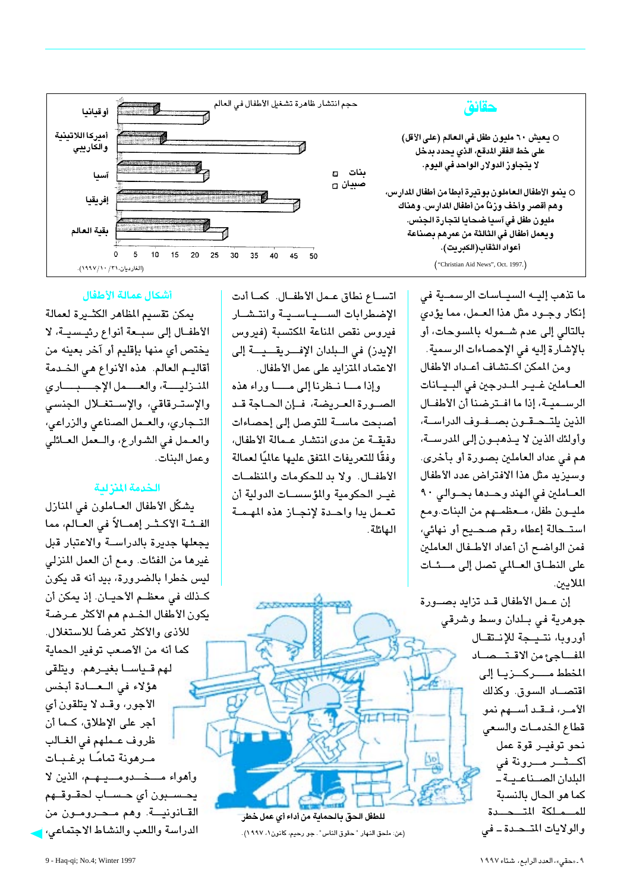## حقائق

○ يعيش ٦٠ مليون طفل في العالم (على الأقل) على خط الفقر المدقع، الذي يحدد بدخل لا يتجاوز الدولار الواحد في اليوم.

○ ينمو الأطفال العاملون بوتيرة أبطأ من أطفال المدارس، وهم أقصر وأخف وزناً من أطفال المدارس. وهناك مليون طفل في آسيا ضحايا لتجارة الجنس. ويعمل أطفال في الثالثة من عمرهم بصناعة أعواد الثقاب (الكبريت).

("Christian Aid News", Oct. 1997.)

حجم انتشار ظاهرة تشغيل الأطفال في العالم

بنات ▫ صبيان

أوقيانيا – أميركا اللاتينية والكاريبي – آسيا – إفريقيا – بقية العالم

0 5 10 15 20 25 30 35 40 45 50

(الغارديان، ١٩٩٧/١٠/٣١).

ما تذهب إليه السياسات الرسمية في إنكار وجود مثل هذا العمل، مما يؤدي بالتالي إلى عدم شموله بالمسوحات، أو بالإشارة إليه في الإحصاءات الرسمية.

ومن الممكن اكتشاف أعداد الأطفال العاملين غير المدرجين في البيانات الرسمية، إذا ما افترضنا أن الأطفال الذين يلتحقون بصفوف الدراسة، وأولئك الذين لا يذهبون إلى المدرسة، هم في عداد العاملين بصورة أو بأخرى. وسيزيد مثل هذا الافتراض عدد الأطفال العاملين في الهند وحدها بحوالي ٩٠ مليون طفل، معظمهم من البنات. ومع استحالة إعطاء رقم صحيح أو نهائي، فمن الواضح أن أعداد الأطفال العاملين على النطاق العالمي تصل إلى مئات الملايين.

إن عمل الأطفال قد تزايد بصورة جوهرية في بلدان وسط وشرقي أوروبا، نتيجة للإنتقال المفاجئ من الاقتصاد المخطط مركزيا إلى اقتصاد السوق. وكذلك الأمر، فقد أسهم نمو قطاع الخدمات والسعي نحو توفير قوة عمل أكثر مرونة في البلدان الصناعية ـ كما هو الحال بالنسبة للمملكة المتحدة والولايات المتحدة ـ في اتساع نطاق عمل الأطفال. كما أدت الإضطرابات السياسية وانتشار فيروس نقص المناعة المكتسبة (فيروس الإيدز) في البلدان الإفريقية إلى الاعتماد المتزايد على عمل الأطفال.

وإذا ما نظرنا إلى ما وراء هذه الصورة العريضة، فإن الحاجة قد أصبحت ماسة للتوصل إلى إحصاءات دقيقة عن مدى انتشار عمالة الأطفال، وفقًا للتعريفات المتفق عليها عالميًا لعمالة الأطفال. ولا بد للحكومات والمنظمات غير الحكومية والمؤسسات الدولية أن تعمل يدا واحدة لإنجاز هذه المهمة الهائلة.

للطفل الحق بالحماية من أداء أي عمل خطر

(عن: ملحق النهار "حقوق الناس". جو رحيم، كانون ١، ١٩٩٧).

### أشكال عمالة الأطفال

يمكن تقسيم المظاهر الكثيرة لعمالة الأطفال إلى سبعة أنواع رئيسية، لا يختص أي منها بإقليم أو آخر بعينه من أقاليم العالم. هذه الأنواع هي الخدمة المنزلية، والعمل الإجباري والإسترقاقي، والإستغلال الجنسي التجاري، والعمل الصناعي والزراعي، والعمل في الشوارع، والعمل العائلي وعمل البنات.

### الخدمة المنزلية

يشكّل الأطفال العاملون في المنازل الفئة الأكثر إهمالاً في العالم، مما يجعلها جديرة بالدراسة والاعتبار قبل غيرها من الفئات. ومع أن العمل المنزلي ليس خطرا بالضرورة، بيد أنه قد يكون كذلك في معظم الأحيان. إذ يمكن أن يكون الأطفال الخدم هم الأكثر عرضة للأذى والأكثر تعرضاً للاستغلال. كما أنه من الأصعب توفير الحماية لهم قياسا بغيرهم. ويتلقى هؤلاء في العادة أبخس الأجور، وقد لا يتلقون أي أجر على الإطلاق، كما أن ظروف عملهم في الغالب مرهونة تمامًا برغبات وأهواء مخدوميهم، الذين لا يحسبون أي حساب لحقوقهم القانونية. وهم محرومون من الدراسة واللعب والنشاط الاجتماعي،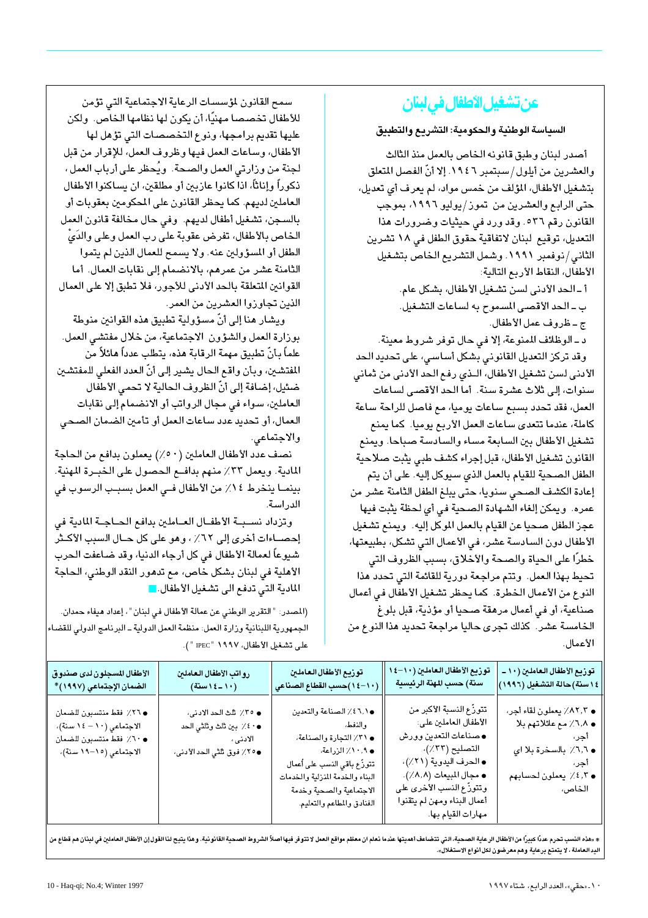# عن تشغيل الأطفال في لبنان

### السياسة الوطنية والحكومية: التشريع والتطبيق

أصدر لبنان وطبق قانونه الخاص بالعمل منذ الثالث والعشرين من أيلول/سبتمبر ١٩٤٦. إلا أنّ الفصل المتعلق بتشغيل الأطفال، المؤلف من خمس مواد، لم يعرف أي تعديل، حتى الرابع والعشرين من تموز/يوليو ١٩٩٦، بموجب القانون رقم ٥٣٦. وقد ورد في حيثيات وضرورات هذا التعديل، توقيع لبنان لاتفاقية حقوق الطفل في ١٨ تشرين الثاني/نوفمبر ١٩٩١. وشمل التشريع الخاص بتشغيل الأطفال، النقاط الأربع التالية:

أ ـ الحد الأدنى لسن تشغيل الأطفال، بشكل عام.
ب ـ الحد الأقصى المسموح به لساعات التشغيل.
ج ـ ظروف عمل الأطفال.
د ـ الوظائف الممنوعة، إلا في حال توفر شروط معينة.

وقد تركز التعديل القانوني بشكل أساسي، على تحديد الحد الأدنى لسن تشغيل الأطفال، الذي رفع الحد الأدنى من ثماني سنوات، إلى ثلاث عشرة سنة. أما الحد الأقصى لساعات العمل، فقد تحدد بسبع ساعات يوميا، مع فاصل للراحة ساعة كاملة، عندما تتعدى ساعات العمل الاربع يوميا. كما يمنع تشغيل الأطفال بين السابعة مساء والسادسة صباحا. ويمنع القانون تشغيل الأطفال، قبل إجراء كشف طبي يثبت صلاحية الطفل الصحية للقيام بالعمل الذي سيوكل إليه. على أن يتم إعادة الكشف الصحي سنويا، حتى يبلغ الطفل الثامنة عشر من عمره. ويمكن إلغاء الشهادة الصحية في أي لحظة يثبت فيها عجز الطفل صحيا عن القيام بالعمل الموكل إليه. ويمنع تشغيل الأطفال دون السادسة عشر، في الأعمال التي تشكل، بطبيعتها، خطرًا على الحياة والصحة والأخلاق، بسبب الظروف التي تحيط بهذا العمل. وتتم مراجعة دورية للقائمة التي تحدد هذا النوع من الأعمال الخطرة. كما يحظر تشغيل الأطفال في أعمال صناعية، أو في أعمال مرهقة صحيا أو مؤذية، قبل بلوغ الخامسة عشر. كذلك تجرى حاليا مراجعة تحديد هذا النوع من الأعمال.

سمح القانون لمؤسسات الرعاية الاجتماعية التي تؤمن للأطفال تخصصا مهنيًا، أن يكون لها نظامها الخاص. ولكن عليها تقديم برامجها، ونوع التخصصات التي تؤهل لها الأطفال، وساعات العمل فيها وظروف العمل، للإقرار من قبل لجنة من وزارتي العمل والصحة. ويُحظر على أرباب العمل، ذكوراً وإناثاً، اذا كانوا عازبين أو مطلقين، ان يساكنوا الأطفال العاملين لديهم. كما يحظر القانون على المحكومين بعقوبات أو بالسجن، تشغيل أطفال لديهم. وفي حال مخالفة قانون العمل الخاص بالأطفال، تفرض عقوبة على رب العمل وعلى والدَيْ الطفل أو المسؤولين عنه. ولا يسمح للعمال الذين لم يتموا الثامنة عشر من عمرهم، بالانضمام إلى نقابات العمال. أما القوانين المتعلقة بالحد الأدنى للأجور، فلا تطبق إلا على العمال الذين تجاوزوا العشرين من العمر.

ويشار هنا إلى أنّ مسؤولية تطبيق هذه القوانين منوطة بوزارة العمل والشؤون الاجتماعية، من خلال مفتشي العمل. علماً بأنّ تطبيق مهمة الرقابة هذه، يتطلب عدداً هائلاً من المفتشين، وبأن واقع الحال يشير إلى أنّ العدد الفعلي للمفتشين ضئيل، إضافة إلى أنّ الظروف الحالية لا تحمي الأطفال العاملين، سواء في مجال الرواتب أو الانضمام إلى نقابات العمال، أو تحديد عدد ساعات العمل أو تأمين الضمان الصحي والاجتماعي.

نصف عدد الأطفال العاملين (٥٠٪) يعملون بدافع من الحاجة المادية. ويعمل ٣٣٪ منهم بدافع الحصول على الخبرة المهنية. بينما ينخرط ١٤٪ من الأطفال في العمل بسبب الرسوب في الدراسة.

وتزداد نسبة الأطفال العاملين بدافع الحاجة المادية في إحصاءات أخرى إلى ٦٢٪، وهو على كل حال السبب الأكثر شيوعاً لعمالة الأطفال في كل أرجاء الدنيا، وقد ضاعفت الحرب الأهلية في لبنان بشكل خاص، مع تدهور النقد الوطني، الحاجة المادية التي تدفع الى تشغيل الأطفال.

(المصدر: "التقرير الوطني عن عمالة الأطفال في لبنان"، إعداد هيفاء حمدان. الجمهورية اللبنانية وزارة العمل: منظمة العمل الدولية ـ البرنامج الدولي للقضاء على تشغيل الأطفال، ١٩٩٧ "IPEC").

| توزيع الأطفال العاملين (١٠ ـ ١٤ سنة) حالة التشغيل (١٩٩٦) | توزيع الأطفال العاملين (١٠-١٤ سنة) حسب المهنة الرئيسية | توزيع الأطفال العاملين (١٠-١٤) حسب القطاع الصناعي | رواتب الأطفال العاملين (١٠ ـ ١٤ سنة) | الأطفال المسجلون لدى صندوق الضمان الإجتماعي (١٩٩٧)* |
|---|---|---|---|---|
| ● ٨٢,٣٪ يعملون لقاء أجر، ● ٦,٨٪ مع عائلاتهم بلا أجر، ● ٦,٦٪ بالسخرة بلا اي أجر، ● ٤,٣٪ يعملون لحسابهم الخاص. | تتوزّع النسبة الاكبر من الأطفال العاملين على: ● صناعات التعدين وورش التصليح (٣٣٪)، ● الحرف اليدوية (٢١٪)، ● مجال المبيعات (٨,٨٪). وتتوزّع النسب الأخرى على أعمال البناء ومهن لم يتقنوا مهارات القيام بها. | ● ٤٦,١٪ الصناعة والتعدين والنفط، ● ٣١٪ التجارة والصناعة، ● ١٠,٩٪ الزراعة، تتوزّع باقي النسب على أعمال البناء والخدمة المنزلية والخدمات الاجتماعية والصحية وخدمة الفنادق والمطاعم والتعليم. | ● ٣٥٪ ثلث الحد الادنى، ● ٤٠٪ بين ثلث وثلثي الحد الادنى، ● ٢٥٪ فوق ثلثي الحد الادنى. | ● ٢٦٪ فقط منتسبون للضمان الاجتماعي (١٠ ـ ١٤ سنة)، ● ٦٠٪ فقط منتسبون للضمان الاجتماعي (١٥-١٩ سنة). |

* «هذه النسب تحرم عددًا كبيرًا من الأطفال الرعاية الصحية، التي تتضاعف أهميتها عندما نعلم ان معظم مواقع العمل لا تتوفر فيها أصلاً الشروط الصحية القانونية. وهذا يتيح لنا القول إن الأطفال العاملين في لبنان هم قطاع من اليد العاملة، لا يتمتع برعاية وهم معرضون لكل أنواع الاستغلال».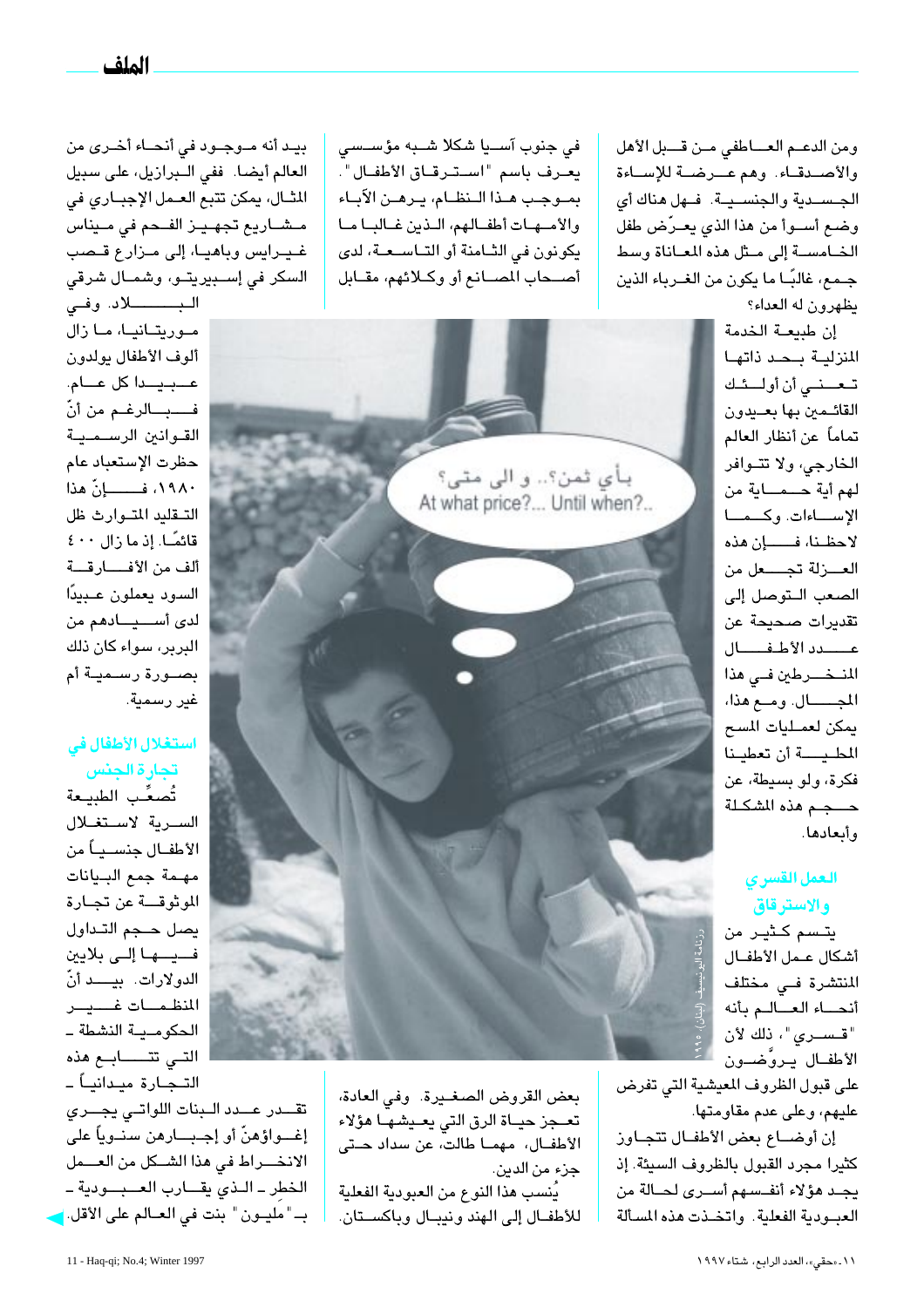ومن الدعم العاطفي من قبل الأهل والأصدقاء. وهم عرضة للإساءة الجسدية والجنسية. فهل هناك أي وضع أسوأ من هذا الذي يعرّض طفل الخامسة إلى مثل هذه المعاناة وسط جمع، غالبًا ما يكون من الغرباء الذين يظهرون له العداء؟

إن طبيعة الخدمة المنزلية بحد ذاتها تعني أن أولئك القائمين بها بعيدون تماماً عن أنظار العالم الخارجي، ولا تتوافر لهم أية حماية من الإساءات. وكما لاحظنا، فإن هذه العزلة تجعل من الصعب التوصل إلى تقديرات صحيحة عن عدد الأطفال المنخرطين في هذا المجال. ومع هذا، يمكن لعمليات المسح المحلية أن تعطينا فكرة، ولو بسيطة، عن حجم هذه المشكلة وأبعادها.

## العمل القسري والاسترقاق

يتسم كثير من أشكال عمل الأطفال المنتشرة في مختلف أنحاء العالم بأنه "قسري"، ذلك لأن الأطفال يروَّضون على قبول الظروف المعيشية التي تفرض عليهم، وعلى عدم مقاومتها.

إن أوضاع بعض الأطفال تتجاوز كثيرا مجرد القبول بالظروف السيئة. إذ يجد هؤلاء أنفسهم أسرى لحالة من العبودية الفعلية. واتخذت هذه المسألة في جنوب آسيا شكلا شبه مؤسسي يعرف باسم "استرقاق الأطفال". بموجب هذا النظام، يرهن الآباء والأمهات أطفالهم، الذين غالبا ما يكونون في الثامنة أو التاسعة، لدى أصحاب المصانع أو وكلائهم، مقابل بعض القروض الصغيرة. وفي العادة، تعجز حياة الرق التي يعيشها هؤلاء الأطفال، مهما طالت، عن سداد حتى جزء من الدين.

يُنسب هذا النوع من العبودية الفعلية للأطفال إلى الهند ونيبال وباكستان. بيد أنه موجود في أنحاء أخرى من العالم أيضا. ففي البرازيل، على سبيل المثال، يمكن تتبع العمل الإجباري في مشاريع تجهيز الفحم في ميناس غيرايس وباهيا، إلى مزارع قصب السكر في إسبيريتو، وشمال شرقي البلاد. وفي موريتانيا، ما زال ألوف الأطفال يولدون عبيدا كل عام. فبالرغم من أنّ القوانين الرسمية حظرت الإستعباد عام ١٩٨٠، فإنّ هذا التقليد المتوارث ظل قائمًا. إذ ما زال ٤٠٠ ألف من الأفارقة السود يعملون عبيدًا لدى أسيادهم من البربر، سواء كان ذلك بصورة رسمية أم غير رسمية.

## استغلال الأطفال في تجارة الجنس

تُصعِّب الطبيعة السرية لاستغلال الأطفال جنسياً من مهمة جمع البيانات الموثوقة عن تجارة يصل حجم التداول فيها إلى بلايين الدولارات. بيد أنّ المنظمات غير الحكومية النشطة - التي تتابع هذه التجارة ميدانياً - تقدر عدد البنات اللواتي يجري إغواؤهنّ أو إجبارهن سنوياً على الانخراط في هذا الشكل من العمل الخطِر - الذي يقارب العبودية - بـ"مليون" بنت في العالم على الأقل.

بأي ثمن؟.. و الى متى؟
At what price?... Until when?..

رزنامة اليونيسيف (لبنان)، ١٩٩٥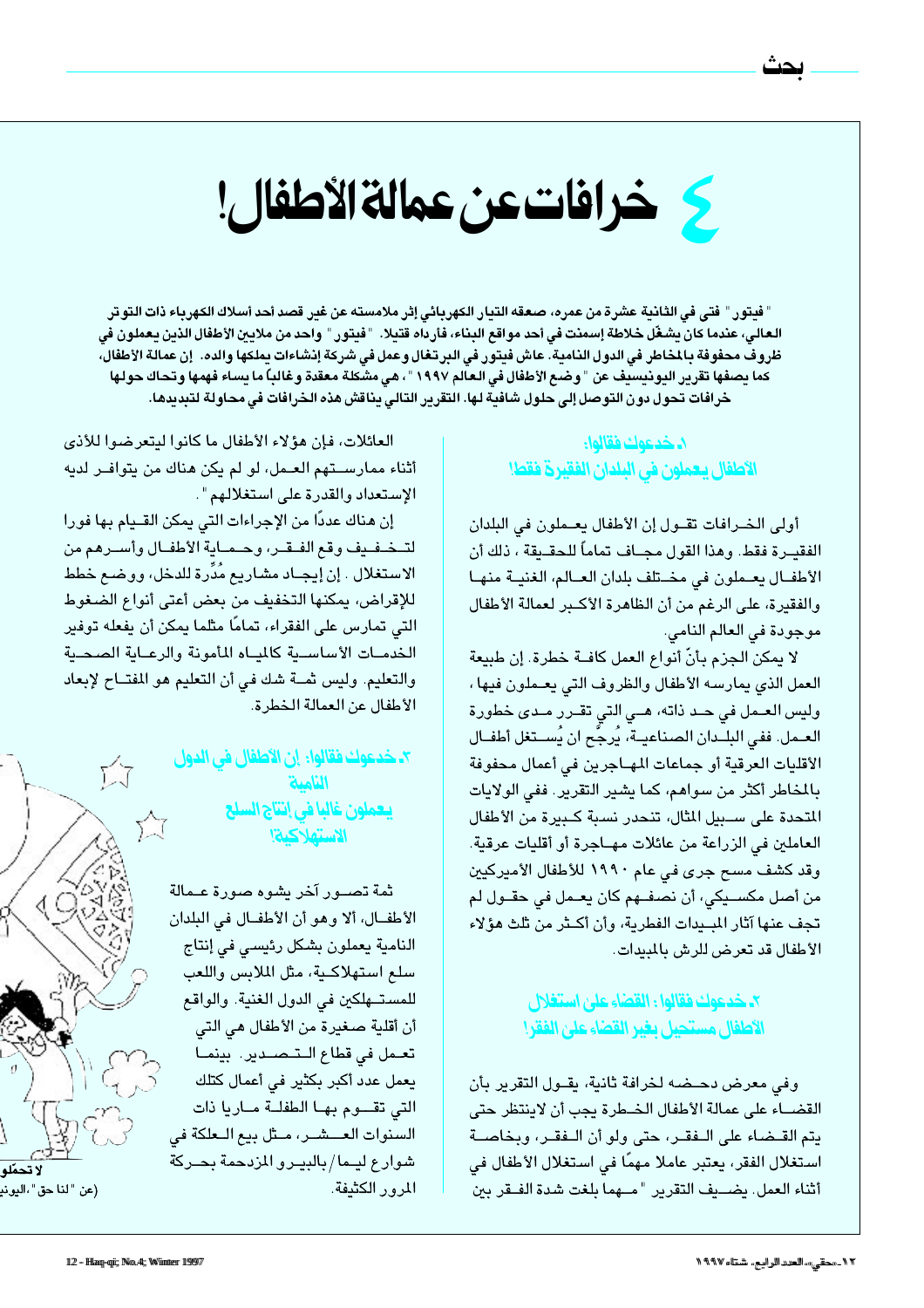# ٤ خرافات عن عمالة الأطفال!

**"فيتور" فتى في الثانية عشرة من عمره، صعقه التيار الكهربائي إثر ملامسته عن غير قصد أحد أسلاك الكهرباء ذات التوتر العالي، عندما كان يشغّل خلاطة إسمنت في أحد مواقع البناء، فأرداه قتيلا. "فيتور" واحد من ملايين الأطفال الذين يعملون في ظروف محفوفة بالمخاطر في الدول النامية. عاش فيتور في البرتغال وعمل في شركة إنشاءات يملكها والده. إن عمالة الأطفال، كما يصفها تقرير اليونيسيف عن "وضع الأطفال في العالم ١٩٩٧"، هي مشكلة معقدة وغالباً ما يساء فهمها وتحاك حولها خرافات تحول دون التوصل إلى حلول شافية لها. التقرير التالي يناقش هذه الخرافات في محاولة لتبديدها.**

## ١. خدعوك فقالوا: الأطفال يعملون في البلدان الفقيرة فقط!

أولى الخرافات تقول إن الأطفال يعملون في البلدان الفقيرة فقط. وهذا القول مجاف تماماً للحقيقة، ذلك أن الأطفال يعملون في مختلف بلدان العالم، الغنية منها والفقيرة، على الرغم من أن الظاهرة الأكبر لعمالة الأطفال موجودة في العالم النامي.

لا يمكن الجزم بأنّ أنواع العمل كافة خطرة. إن طبيعة العمل الذي يمارسه الأطفال والظروف التي يعملون فيها، وليس العمل في حد ذاته، هي التي تقرر مدى خطورة العمل. ففي البلدان الصناعية، يُرجّح ان يُستغل أطفال الأقليات العرقية أو جماعات المهاجرين في أعمال محفوفة بالمخاطر أكثر من سواهم، كما يشير التقرير. ففي الولايات المتحدة على سبيل المثال، تنحدر نسبة كبيرة من الأطفال العاملين في الزراعة من عائلات مهاجرة أو أقليات عرقية. وقد كشف مسح جرى في عام ١٩٩٠ للأطفال الأميركيين من أصل مكسيكي، أن نصفهم كان يعمل في حقول لم تجف عنها آثار المبيدات الفطرية، وأن أكثر من ثلث هؤلاء الأطفال قد تعرض للرش بالمبيدات.

## ٢. خدعوك فقالوا: القضاء على استغلال الأطفال مستحيل بغير القضاء على الفقر!

وفي معرض دحضه لخرافة ثانية، يقول التقرير بأن القضاء على عمالة الأطفال الخطرة يجب أن لاينتظر حتى يتم القضاء على الفقر، حتى ولو أن الفقر، وبخاصة استغلال الفقر، يعتبر عاملا مهمًا في استغلال الأطفال في أثناء العمل. يضيف التقرير "مهما بلغت شدة الفقر بين العائلات، فإن هؤلاء الأطفال ما كانوا ليتعرضوا للأذى أثناء ممارستهم العمل، لو لم يكن هناك من يتوافر لديه الإستعداد والقدرة على استغلالهم".

إن هناك عددًا من الإجراءات التي يمكن القيام بها فورا لتخفيف وقع الفقر، وحماية الأطفال وأسرهم من الاستغلال. إن إيجاد مشاريع مُدِّرة للدخل، ووضع خطط للإقراض، يمكنها التخفيف من بعض أعتى أنواع الضغوط التي تمارس على الفقراء، تماما مثلما يمكن أن يفعله توفير الخدمات الأساسية كالمياه المأمونة والرعاية الصحية والتعليم. وليس ثمة شك في أن التعليم هو المفتاح لإبعاد الأطفال عن العمالة الخطرة.

## ٣. خدعوك فقالوا: إن الأطفال في الدول النامية يعملون غالبا في إنتاج السلع الاستهلاكية!

ثمة تصور آخر يشوه صورة عمالة الأطفال، ألا وهو أن الأطفال في البلدان النامية يعملون بشكل رئيسي في إنتاج سلع استهلاكية، مثل الملابس واللعب للمستهلكين في الدول الغنية. والواقع أن أقلية صغيرة من الأطفال هي التي تعمل في قطاع التصدير. بينما يعمل عدد أكبر بكثير في أعمال كتلك التي تقوم بها الطفلة ماريا ذات السنوات العشر، مثل بيع العلكة في شوارع ليما/ بالبيرو المزدحمة بحركة المرور الكثيفة.

لا تحمّلو...

(عن "لنا حق"، اليونيـ...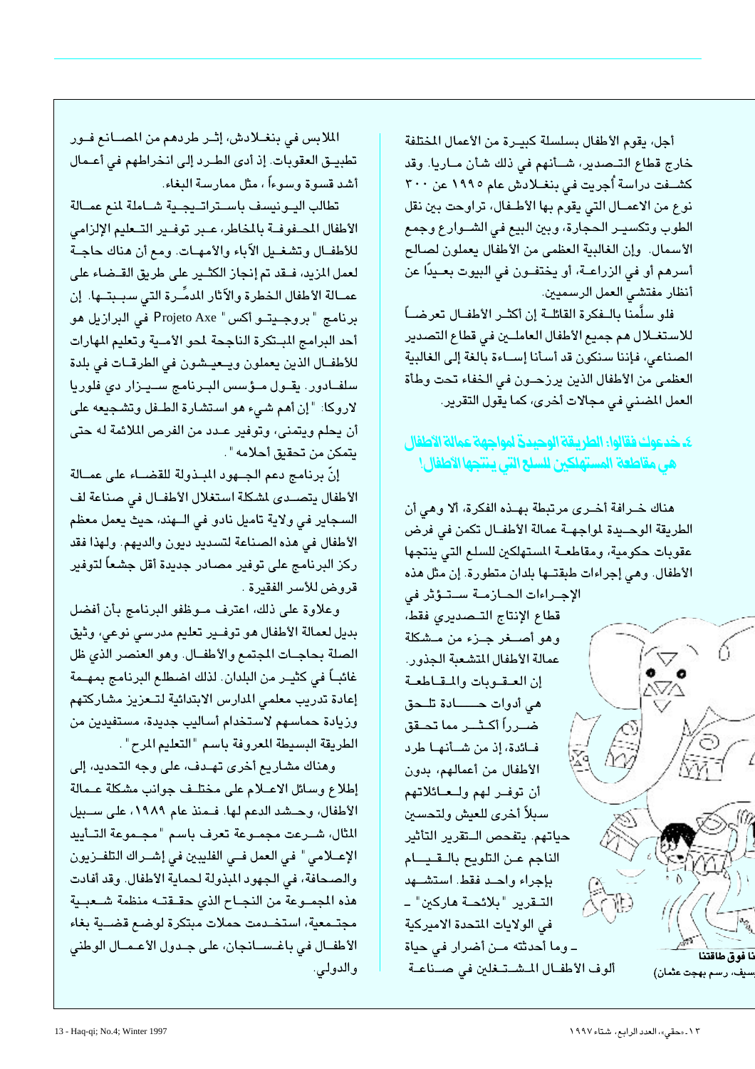أجل، يقوم الأطفال بسلسلة كبيرة من الأعمال المختلفة خارج قطاع التصدير، شأنهم في ذلك شأن ماريا. وقد كشفت دراسة أُجريت في بنغلادش عام ١٩٩٥ عن ٣٠٠ نوع من الاعمال التي يقوم بها الأطفال، تراوحت بين نقل الطوب وتكسير الحجارة، وبين البيع في الشوارع وجمع الأسمال. وإن الغالبية العظمى من الأطفال يعملون لصالح أسرهم أو في الزراعة، أو يختفون في البيوت بعيدًا عن أنظار مفتشي العمل الرسميين.

فلو سلّمنا بالفكرة القائلة إن أكثر الأطفال تعرضاً للاستغلال هم جميع الأطفال العاملين في قطاع التصدير الصناعي، فإننا سنكون قد أسأنا إساءة بالغة إلى الغالبية العظمى من الأطفال الذين يرزحون في الخفاء تحت وطأة العمل المضني في مجالات أخرى، كما يقول التقرير.

## ٤. خدعوك فقالوا: الطريقة الوحيدة لمواجهة عمالة الأطفال هي مقاطعة المستهلكين للسلع التي ينتجها الأطفال!

هناك خرافة أخرى مرتبطة بهذه الفكرة، ألا وهي أن الطريقة الوحيدة لمواجهة عمالة الأطفال تكمن في فرض عقوبات حكومية، ومقاطعة المستهلكين للسلع التي ينتجها الأطفال. وهي إجراءات طبقتها بلدان متطورة. إن مثل هذه الإجراءات الحازمة ستؤثر في قطاع الإنتاج التصديري فقط، وهو أصغر جزء من مشكلة عمالة الأطفال المتشعبة الجذور. إن العقوبات والمقاطعة هي أدوات حادة تلحق ضرراً أكثر مما تحقق فائدة، إذ من شأنها طرد الأطفال من أعمالهم، بدون أن توفر لهم ولعائلاتهم سبلاً أخرى للعيش ولتحسين حياتهم. يتفحص التقرير التأثير الناجم عن التلويح بالقيام بإجراء واحد فقط. استشهد التقرير "بلائحة هاركين" - في الولايات المتحدة الاميركية - وما أحدثته من أضرار في حياة ألوف الأطفال المشتغلين في صناعة الملابس في بنغلادش، إثر طردهم من المصانع فور تطبيق العقوبات. إذ أدى الطرد إلى انخراطهم في أعمال أشد قسوة وسوءاً، مثل ممارسة البغاء.

تطالب اليونيسف باستراتيجية شاملة لمنع عمالة الأطفال المحفوفة بالمخاطر، عبر توفير التعليم الإلزامي للأطفال وتشغيل الآباء والأمهات. ومع أن هناك حاجة لعمل المزيد، فقد تم إنجاز الكثير على طريق القضاء على عمالة الأطفال الخطرة والآثار المدمِّرة التي سببتها. إن برنامج "بروجيتو أكس" Projeto Axe في البرازيل هو أحد البرامج المبتكرة الناجحة لمحو الأمية وتعليم المهارات للأطفال الذين يعملون ويعيشون في الطرقات في بلدة سلفادور. يقول مؤسس البرنامج سيزار دي فلوريا لاروكا: "إن أهم شيء هو استشارة الطفل وتشجيعه على أن يحلم ويتمنى، وتوفير عدد من الفرص الملائمة له حتى يتمكن من تحقيق أحلامه".

إنّ برنامج دعم الجهود المبذولة للقضاء على عمالة الأطفال يتصدى لمشكلة استغلال الأطفال في صناعة لف السجاير في ولاية تاميل نادو في الهند، حيث يعمل معظم الأطفال في هذه الصناعة لتسديد ديون والديهم. ولهذا فقد ركز البرنامج على توفير مصادر جديدة أقل جشعاً لتوفير قروض للأسر الفقيرة.

وعلاوة على ذلك، اعترف موظفو البرنامج بأن أفضل بديل لعمالة الأطفال هو توفير تعليم مدرسي نوعي، وثيق الصلة بحاجات المجتمع والأطفال. وهو العنصر الذي ظل غائباً في كثير من البلدان. لذلك اضطلع البرنامج بمهمة إعادة تدريب معلمي المدارس الابتدائية لتعزيز مشاركتهم وزيادة حماسهم لاستخدام أساليب جديدة، مستفيدين من الطريقة البسيطة المعروفة باسم "التعليم المرح".

وهناك مشاريع أخرى تهدف، على وجه التحديد، إلى إطلاع وسائل الاعلام على مختلف جوانب مشكلة عمالة الأطفال، وحشد الدعم لها. فمنذ عام ١٩٨٩، على سبيل المثال، شرعت مجموعة تعرف باسم "مجموعة التأييد الإعلامي" في العمل في الفليبين في إشراك التلفزيون والصحافة، في الجهود المبذولة لحماية الأطفال. وقد أفادت هذه المجموعة من النجاح الذي حققته منظمة شعبية مجتمعية، استخدمت حملات مبتكرة لوضع قضية بغاء الأطفال في باغسانجان، على جدول الأعمال الوطني والدولي.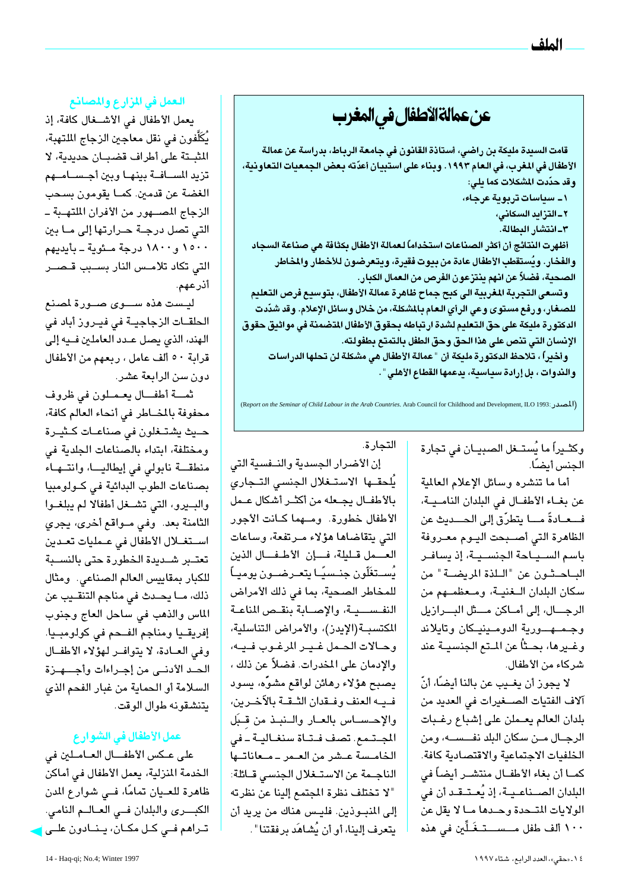## عن عمالة الأطفال في المغرب

**قامت السيدة مليكة بن راضي، أستاذة القانون في جامعة الرباط، بدراسة عن عمالة الأطفال في المغرب، في العام ١٩٩٣. وبناء على استبيان أعدّته بعض الجمعيات التعاونية، وقد حدّدت المشكلات كما يلي:**

**١ ـ سياسات تربوية عرجاء،**
**٢ ـ التزايد السكاني،**
**٣ ـ انتشار البطالة.**

**أظهرت النتائج أن أكثر الصناعات استخداماً لعمالة الأطفال بكثافة هي صناعة السجاد والفخار. ويُستقطب الأطفال عادة من بيوت فقيرة، ويتعرضون للأخطار والمخاطر الصحية، فضلاً عن انهم ينتزعون الفرص من العمال الكبار.**

**وتسعى التجربة المغربية الى كبح جماح ظاهرة عمالة الأطفال، بتوسيع فرص التعليم للصغار، ورفع مستوى وعي الرأي العام بالمشكلة، من خلال وسائل الإعلام. وقد شدّدت الدكتورة مليكة على حق التعليم لشدة ارتباطه بحقوق الأطفال المتضمنة في مواثيق حقوق الإنسان التي تنص على هذا الحق وحق الطفل بالتمتع بطفولته.**

**وأخيراً، تلاحظ الدكتورة مليكة أن "عمالة الأطفال هي مشكلة لن تحلها الدراسات والندوات، بل إرادة سياسية، يدعمها القطاع الأهلي".**

(المصدر: *Report on the Seminar of Child Labour in the Arab Countries*. Arab Council for Childhood and Development, ILO 1993)

وكثيراً ما يُستغل الصبيان في تجارة الجنس أيضًا.

أما ما تنشره وسائل الإعلام العالمية عن بغاء الأطفال في البلدان النامية، فعادةً ما يتطرّق إلى الحديث عن الظاهرة التي أصبحت اليوم معروفة باسم السياحة الجنسية، إذ يسافر الباحثون عن "اللذة المريضة" من سكان البلدان الغنية، ومعظمهم من الرجال، إلى أماكن مثل البرازيل وجمهورية الدومينيكان وتايلاند وغيرها، بحثاً عن المتع الجنسية عند شركاء من الأطفال.

لا يجوز أن يغيب عن بالنا أيضًا، أنّ آلاف الفتيات الصغيرات في العديد من بلدان العالم يعملن على إشباع رغبات الرجال من سكان البلد نفسه، ومن الخلفيات الاجتماعية والاقتصادية كافة. كما أن بغاء الأطفال منتشر أيضاً في البلدان الصناعية، إذ يُعتقد أن في الولايات المتحدة وحدها ما لا يقل عن ١٠٠ ألف طفل مستغَلّين في هذه التجارة.

إن الأضرار الجسدية والنفسية التي يُلحقها الاستغلال الجنسي التجاري بالأطفال يجعله من أكثر أشكال عمل الأطفال خطورة. ومهما كانت الأجور التي يتقاضاها هؤلاء مرتفعة، وساعات العمل قليلة، فإن الأطفال الذين يُستغَلّون جنسيًا يتعرضون يومياً للمخاطر الصحية، بما في ذلك الأمراض النفسية، والإصابة بنقص المناعة المكتسبة (الإيدز)، والأمراض التناسلية، وحالات الحمل غير المرغوب فيه، والإدمان على المخدرات. فضلاً عن ذلك، يصبح هؤلاء رهائن لواقع مشوّه، يسود فيه العنف وفقدان الثقة بالآخرين، والإحساس بالعار والنبذ من قبَل المجتمع. تصف فتاة سنغالية ـ في الخامسة عشر من العمر ـ معاناتها الناجمة عن الاستغلال الجنسي قائلة: "لا تختلف نظرة المجتمع إلينا عن نظرته إلى المنبوذين. فليس هناك من يريد أن يتعرف إلينا، أو أن يُشاهَد برفقتنا".

### العمل في المزارع والمصانع

يعمل الأطفال في الأشغال كافة، إذ يُكَلَّفون في نقل معاجين الزجاج الملتهبة، المثبتة على أطراف قضبان حديدية، لا تزيد المسافة بينها وبين أجسامهم الغضة عن قدمين. كما يقومون بسحب الزجاج المصهور من الأفران الملتهبة ـ التي تصل درجة حرارتها إلى ما بين ١٥٠٠ و١٨٠٠ درجة مئوية ـ بأيديهم التي تكاد تلامس النار بسبب قصر أذرعهم.

ليست هذه سوى صورة لمصنع الحلقات الزجاجية في فيروز أباد في الهند، الذي يصل عدد العاملين فيه إلى قرابة ٥٠ ألف عامل، ربعهم من الأطفال دون سن الرابعة عشر.

ثمة أطفال يعملون في ظروف محفوفة بالمخاطر في أنحاء العالم كافة، حيث يشتغلون في صناعات كثيرة ومختلفة، ابتداء بالصناعات الجلدية في منطقة نابولي في إيطاليا، وانتهاء بصناعات الطوب البدائية في كولومبيا والبيرو، التي تشغل أطفالا لم يبلغوا الثامنة بعد. وفي مواقع أخرى، يجري استغلال الأطفال في عمليات تعدين تعتبر شديدة الخطورة حتى بالنسبة للكبار بمقاييس العالم الصناعي. ومثال ذلك، ما يحدث في مناجم التنقيب عن الماس والذهب في ساحل العاج وجنوب إفريقيا ومناجم الفحم في كولومبيا. وفي العادة، لا يتوافر لهؤلاء الأطفال الحد الأدنى من إجراءات وأجهزة السلامة أو الحماية من غبار الفحم الذي يتنشقونه طوال الوقت.

### عمل الأطفال في الشوارع

على عكس الأطفال العاملين في الخدمة المنزلية، يعمل الأطفال في أماكن ظاهرة للعيان تمامًا، في شوارع المدن الكبرى والبلدان في العالم النامي. تراهم في كل مكان، ينادون على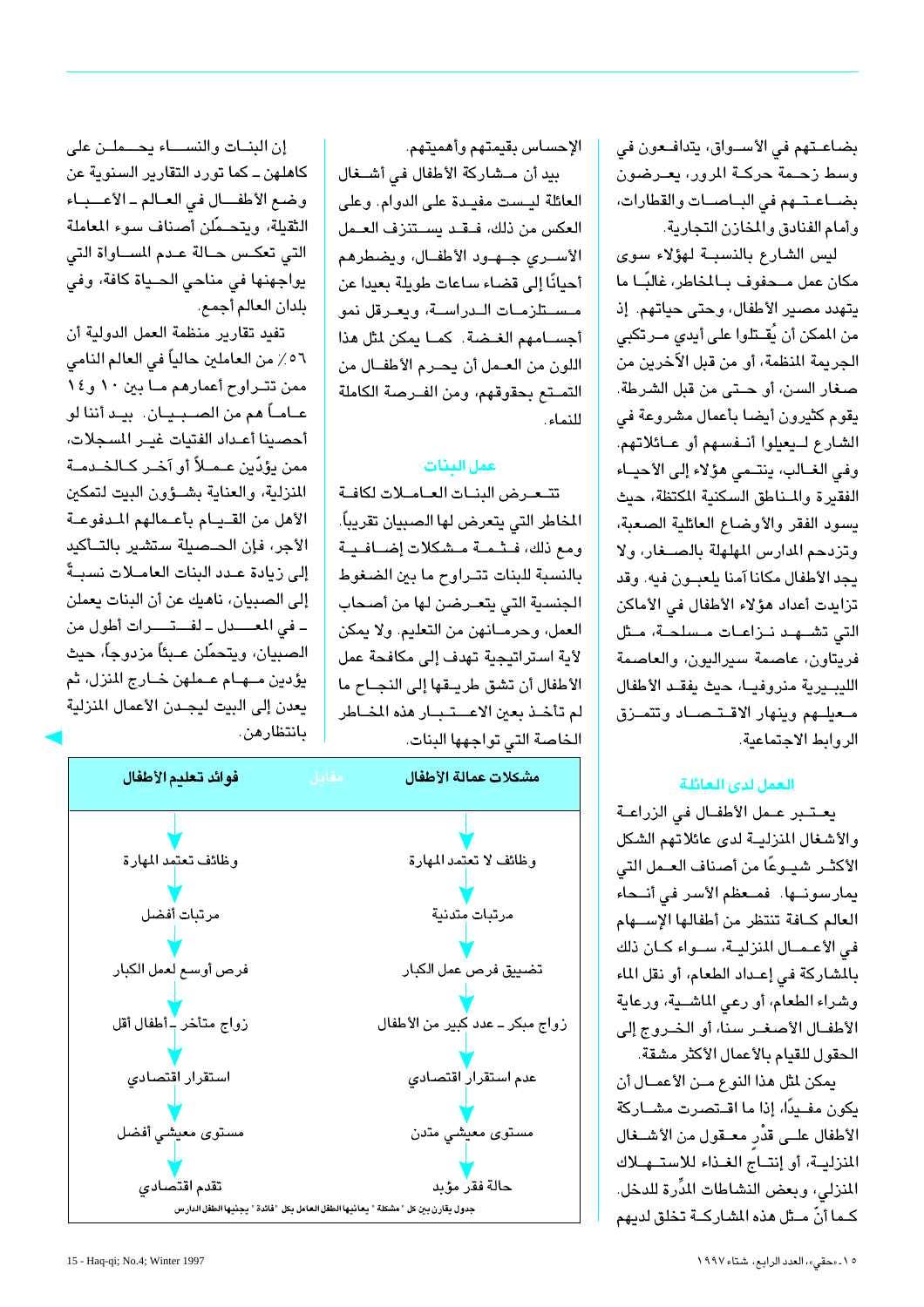بضاعتهم في الأسواق، يتدافعون في وسط زحمة حركة المرور، يعرضون بضاعتهم في الباصات والقطارات، وأمام الفنادق والمخازن التجارية.

ليس الشارع بالنسبة لهؤلاء سوى مكان عمل محفوف بالمخاطر، غالبًا ما يتهدد مصير الأطفال، وحتى حياتهم. إذ من الممكن أن يُقتلوا على أيدي مرتكبي الجريمة المنظمة، أو من قبل الآخرين من صغار السن، أو حتى من قبل الشرطة. يقوم كثيرون أيضا بأعمال مشروعة في الشارع ليعيلوا أنفسهم أو عائلاتهم. وفي الغالب، ينتمي هؤلاء إلى الأحياء الفقيرة والمناطق السكنية المكتظة، حيث يسود الفقر والأوضاع العائلية الصعبة، وتزدحم المدارس المهلهلة بالصغار، ولا يجد الأطفال مكانا آمنا يلعبون فيه. وقد تزايدت أعداد هؤلاء الأطفال في الأماكن التي تشهد نزاعات مسلحة، مثل فريتاون، عاصمة سيراليون، والعاصمة الليبيرية منروفيا، حيث يفقد الأطفال معيلهم وينهار الاقتصاد وتتمزق الروابط الاجتماعية.

## العمل لدى العائلة

يعتبر عمل الأطفال في الزراعة والأشغال المنزلية لدى عائلاتهم الشكل الأكثر شيوعًا من أصناف العمل التي يمارسونها. فمعظم الأسر في أنحاء العالم كافة تنتظر من أطفالها الإسهام في الأعمال المنزلية، سواء كان ذلك بالمشاركة في إعداد الطعام، أو نقل الماء وشراء الطعام، أو رعي الماشية، ورعاية الأطفال الأصغر سنا، أو الخروج إلى الحقول للقيام بالأعمال الأكثر مشقة.

يمكن لمثل هذا النوع من الأعمال أن يكون مفيدًا، إذا ما اقتصرت مشاركة الأطفال على قدْرٍ معقول من الأشغال المنزلية، أو إنتاج الغذاء للاستهلاك المنزلي، وبعض النشاطات المدِّرة للدخل. كما أنّ مثل هذه المشاركة تخلق لديهم الإحساس بقيمتهم وأهميتهم.

بيد أن مشاركة الأطفال في أشغال العائلة ليست مفيدة على الدوام. وعلى العكس من ذلك، فقد يستنزف العمل الأسري جهود الأطفال، ويضطرهم أحيانًا إلى قضاء ساعات طويلة بعيدا عن مستلزمات الدراسة، ويعرقل نمو أجسامهم الغضة. كما يمكن لمثل هذا اللون من العمل أن يحرم الأطفال من التمتع بحقوقهم، ومن الفرصة الكاملة للنماء.

## عمل البنات

تتعرض البنات العاملات لكافة المخاطر التي يتعرض لها الصبيان تقريباً. ومع ذلك، فثمة مشكلات إضافية بالنسبة للبنات تتراوح ما بين الضغوط الجنسية التي يتعرضن لها من أصحاب العمل، وحرمانهن من التعليم. ولا يمكن لأية استراتيجية تهدف إلى مكافحة عمل الأطفال أن تشق طريقها إلى النجاح ما لم تأخذ بعين الاعتبار هذه المخاطر الخاصة التي تواجهها البنات.

إن البنات والنساء يحملن على كاهلهن ـ كما تورد التقارير السنوية عن وضع الأطفال في العالم ـ الأعباء الثقيلة، ويتحمّلن أصناف سوء المعاملة التي تعكس حالة عدم المساواة التي يواجهنها في مناحي الحياة كافة، وفي بلدان العالم أجمع.

تفيد تقارير منظمة العمل الدولية أن ٥٦٪ من العاملين حالياً في العالم النامي ممن تتراوح أعمارهم ما بين ١٠ و١٤ عاماً هم من الصبيان. بيد أننا لو أحصينا أعداد الفتيات غير المسجلات، ممن يؤدّين عملاً أو آخر كالخدمة المنزلية، والعناية بشؤون البيت لتمكين الأهل من القيام بأعمالهم المدفوعة الأجر، فإن الحصيلة ستشير بالتأكيد إلى زيادة عدد البنات العاملات نسبةً إلى الصبيان، ناهيك عن أن البنات يعملن ـ في المعدل ـ لفترات أطول من الصبيان، ويتحمّلن عبئاً مزدوجاً، حيث يؤدين مهام عملهن خارج المنزل، ثم يعدن إلى البيت ليجدن الأعمال المنزلية بانتظارهن.

| مشكلات عمالة الأطفال | مقابل | فوائد تعليم الأطفال |
|---|---|---|
| وظائف لا تعتمد المهارة | | وظائف تعتمد المهارة |
| مرتبات متدنية | | مرتبات أفضل |
| تضييق فرص عمل الكبار | | فرص أوسع لعمل الكبار |
| زواج مبكر ـ عدد كبير من الأطفال | | زواج متأخر ـ أطفال أقل |
| عدم استقرار اقتصادي | | استقرار اقتصادي |
| مستوى معيشي متدن | | مستوى معيشي أفضل |
| حالة فقر مؤبد | | تقدم اقتصادي |

جدول يقارن بين كل "مشكلة" يعانيها الطفل العامل بكل "فائدة" يجنيها الطفل الدارس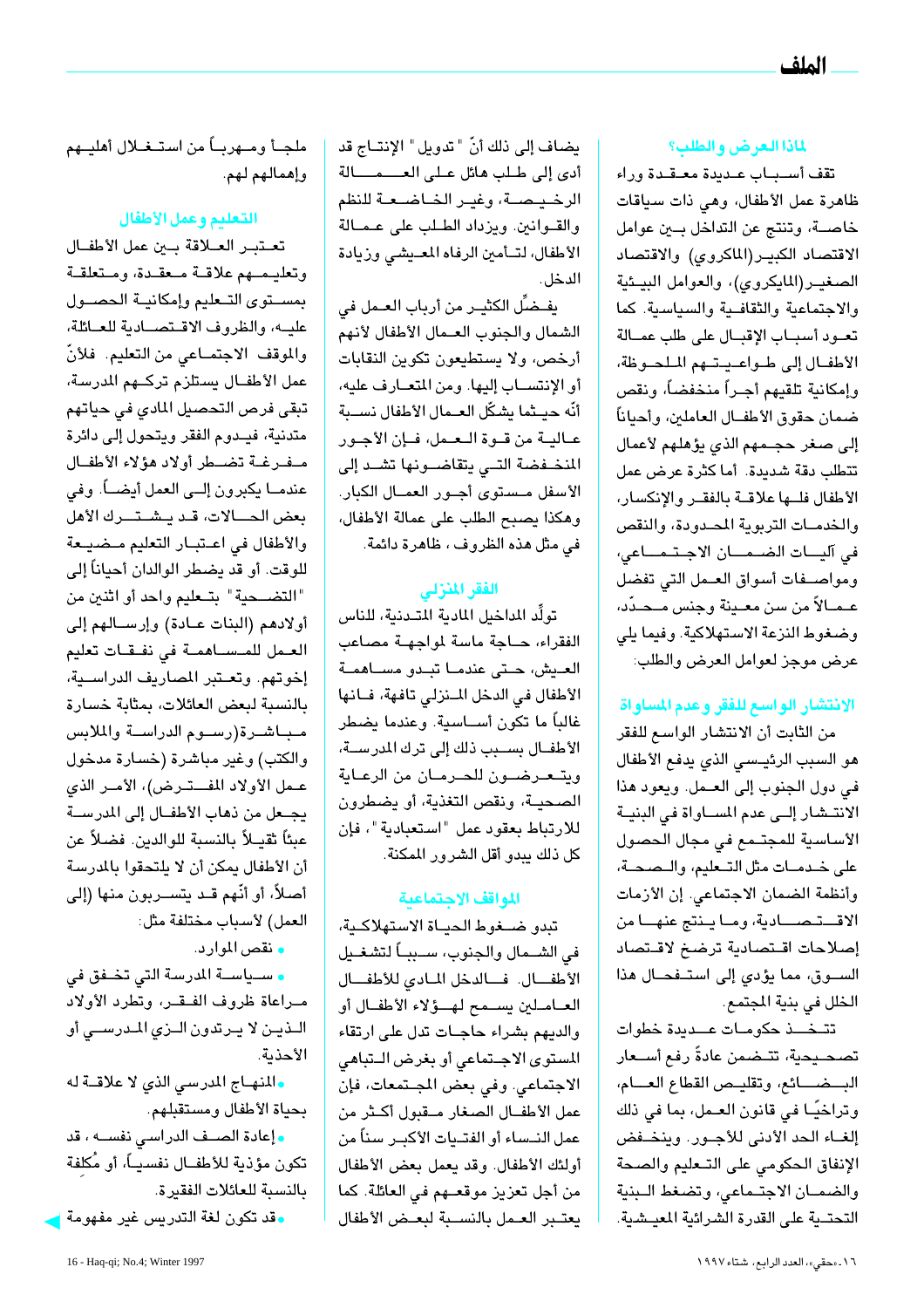## لماذا العرض والطلب؟

تقف أسباب عديدة معقدة وراء ظاهرة عمل الأطفال، وهي ذات سياقات خاصة، وتنتج عن التداخل بين عوامل الاقتصاد الكبير(الماكروي) والاقتصاد الصغير(المايكروي)، والعوامل البيئية والاجتماعية والثقافية والسياسية. كما تعود أسباب الإقبال على طلب عمالة الأطفال إلى طواعيتهم الملحوظة، وإمكانية تلقيهم أجراً منخفضاً، ونقص ضمان حقوق الأطفال العاملين، وأحياناً إلى صغر حجمهم الذي يؤهلهم لأعمال تتطلب دقة شديدة. أما كثرة عرض عمل الأطفال فلها علاقة بالفقر والإنكسار، والخدمات التربوية المحدودة، والنقص في آليات الضمان الاجتماعي، ومواصفات أسواق العمل التي تفضل عمالاً من سن معينة وجنس محدّد، وضغوط النزعة الاستهلاكية. وفيما يلي عرض موجز لعوامل العرض والطلب:

### الانتشار الواسع للفقر وعدم المساواة

من الثابت أن الانتشار الواسع للفقر هو السبب الرئيسي الذي يدفع الأطفال في دول الجنوب إلى العمل. ويعود هذا الانتشار إلى عدم المساواة في البنية الأساسية للمجتمع في مجال الحصول على خدمات مثل التعليم، والصحة، وأنظمة الضمان الاجتماعي. إن الأزمات الاقتصادية، وما ينتج عنها من إصلاحات اقتصادية ترضخ لاقتصاد السوق، مما يؤدي إلى استفحال هذا الخلل في بنية المجتمع.

تتخذ حكومات عديدة خطوات تصحيحية، تتضمن عادةً رفع أسعار البضائع، وتقليص القطاع العام، وتراخيًا في قانون العمل، بما في ذلك إلغاء الحد الأدنى للأجور. وينخفض الإنفاق الحكومي على التعليم والصحة والضمان الاجتماعي، وتضغط البنية التحتية على القدرة الشرائية المعيشية.

يضاف إلى ذلك أنّ "تدويل" الإنتاج قد أدى إلى طلب هائل على العمالة الرخيصة، وغير الخاضعة للنظم والقوانين. ويزداد الطلب على عمالة الأطفال، لتأمين الرفاه المعيشي وزيادة الدخل.

يفضِّل الكثير من أرباب العمل في الشمال والجنوب العمال الأطفال لأنهم أرخص، ولا يستطيعون تكوين النقابات أو الإنتساب إليها. ومن المتعارف عليه، أنه حيثما يشكّل العمال الأطفال نسبة عالية من قوة العمل، فإن الأجور المنخفضة التي يتقاضونها تشد إلى الأسفل مستوى أجور العمال الكبار. وهكذا يصبح الطلب على عمالة الأطفال، في مثل هذه الظروف، ظاهرة دائمة.

### الفقر المنزلي

تولِّد المداخيل المادية المتدنية، للناس الفقراء، حاجة ماسة لمواجهة مصاعب العيش، حتى عندما تبدو مساهمة الأطفال في الدخل المنزلي تافهة، فانها غالباً ما تكون أساسية. وعندما يضطر الأطفال بسبب ذلك إلى ترك المدرسة، ويتعرضون للحرمان من الرعاية الصحية، ونقص التغذية، أو يضطرون للارتباط بعقود عمل "استعبادية"، فإن كل ذلك يبدو أقل الشرور الممكنة.

### المواقف الاجتماعية

تبدو ضغوط الحياة الاستهلاكية، في الشمال والجنوب، سبباً لتشغيل الأطفال. فالدخل المادي للأطفال العاملين يسمح لهؤلاء الأطفال أو والديهم بشراء حاجات تدل على ارتقاء المستوى الاجتماعي أو بغرض التباهي الاجتماعي. وفي بعض المجتمعات، فإن عمل الأطفال الصغار مقبول أكثر من عمل النساء أو الفتيات الأكبر سناً من أولئك الأطفال. وقد يعمل بعض الأطفال من أجل تعزيز موقعهم في العائلة. كما يعتبر العمل بالنسبة لبعض الأطفال ملجأ ومهرباً من استغلال أهليهم وإهمالهم لهم.

### التعليم وعمل الأطفال

تعتبر العلاقة بين عمل الأطفال وتعليمهم علاقة معقدة، ومتعلقة بمستوى التعليم وإمكانية الحصول عليه، والظروف الاقتصادية للعائلة، والموقف الاجتماعي من التعليم. فلأنّ عمل الأطفال يستلزم تركهم المدرسة، تبقى فرص التحصيل المادي في حياتهم متدنية، فيدوم الفقر ويتحول إلى دائرة مفرغة تضطر أولاد هؤلاء الأطفال عندما يكبرون إلى العمل أيضاً. وفي بعض الحالات، قد يشترك الأهل والأطفال في اعتبار التعليم مضيعة للوقت. أو قد يضطر الوالدان أحياناً إلى "التضحية" بتعليم واحد أو اثنين من أولادهم (البنات عادة) وإرسالهم إلى العمل للمساهمة في نفقات تعليم إخوتهم. وتعتبر المصاريف الدراسية، بالنسبة لبعض العائلات، بمثابة خسارة مباشرة(رسوم الدراسة والملابس والكتب) وغير مباشرة (خسارة مدخول عمل الأولاد المفترض)، الأمر الذي يجعل من ذهاب الأطفال إلى المدرسة عبئاً ثقيلاً بالنسبة للوالدين. فضلاً عن أن الأطفال يمكن أن لا يلتحقوا بالمدرسة أصلاً، أو أنّهم قد يتسربون منها (إلى العمل) لأسباب مختلفة مثل:

- نقص الموارد.
- سياسة المدرسة التي تخفق في مراعاة ظروف الفقر، وتطرد الأولاد الذين لا يرتدون الزي المدرسي أو الأحذية.
- المنهاج المدرسي الذي لا علاقة له بحياة الأطفال ومستقبلهم.
- إعادة الصف الدراسي نفسه، قد تكون مؤذية للأطفال نفسياً، أو مُكلفة بالنسبة للعائلات الفقيرة.
- قد تكون لغة التدريس غير مفهومة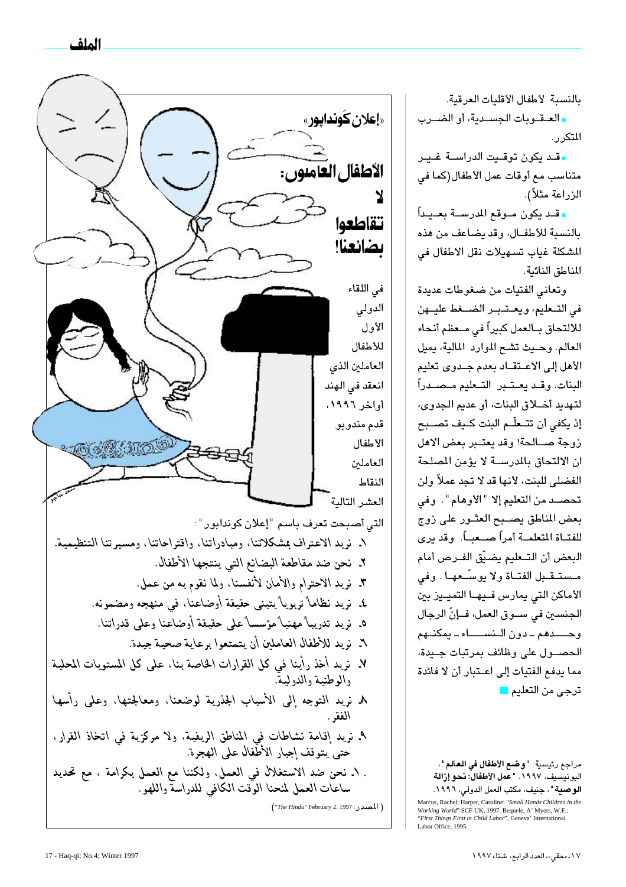بالنسبة لأطفال الأقليات العرقية.

- العقوبات الجسدية، أو الضرب المتكرر.
- قد يكون توقيت الدراسة غير متناسب مع أوقات عمل الأطفال (كما في الزراعة مثلاً).
- قد يكون موقع المدرسة بعيداً بالنسبة للأطفال، وقد يضاعف من هذه المشكلة غياب تسهيلات نقل الاطفال في المناطق النائية.

وتعاني الفتيات من ضغوطات عديدة في التعليم، ويعتبر الضغط عليهن للالتحاق بالعمل كبيراً في معظم أنحاء العالم. وحيث تشح الموارد المالية، يميل الأهل إلى الاعتقاد بعدم جدوى تعليم البنات. وقد يعتبر التعليم مصدراً لتهديد أخلاق البنات، أو عديم الجدوى، إذ يكفي أن تتعلّم البنت كيف تصبح زوجة صالحة! وقد يعتبر بعض الاهل ان الالتحاق بالمدرسة لا يؤمن المصلحة الفضلى للبنت، لأنها قد لا تجد عملاً ولن تحصد من التعليم إلا "الأوهام". وفي بعض المناطق يصبح العثور على زوج للفتاة المتعلمة أمراً صعباً. وقد يرى البعض أن التعليم يضيّق الفرص أمام مستقبل الفتاة ولا يوسّعها. وفي الأماكن التي يمارس فيها التمييز بين الجنسين في سوق العمل، فإنّ الرجال وحدهم - دون النساء - يمكنهم الحصول على وظائف بمرتبات جيدة، مما يدفع الفتيات إلى اعتبار أن لا فائدة ترجى من التعليم.

مراجع رئيسية: "**وضع الأطفال في العالم**"، اليونيسيف، ١٩٩٧. "**عمل الأطفال: نحو إزالة الوصمة**"، جنيف، مكتب العمل الدولي، ١٩٩٦.

Marcus, Rachel; Harper, Caroline: "*Small Hands Children in the Working World*" SCF-UK, 1997. Bequele, A' Myers, W.E.: "*First Things First in Child Labor*", Geneva' International Labor Office, 1995.

## «إعلان كُونداپور»

## الأطفال العاملون: لا تقاطعوا بضائعنا!

في اللقاء الدولي الأول للأطفال العاملين الذي انعقد في الهند أواخر ١٩٩٦، قدم مندوبو الأطفال العاملين النقاط العشر التالية التي أصبحت تعرف باسم "إعلان كونداپور":

١. نريد الاعتراف بمشكلاتنا، ومبادراتنا، واقتراحاتنا، ومسيرتنا التنظيمية.
٢. نحن ضد مقاطعة البضائع التي ينتجها الأطفال.
٣. نريد الاحترام والأمان لأنفسنا، ولما نقوم به من عمل.
٤. نريد نظاماً تربوياً يتبنى حقيقة أوضاعنا، في منهجه ومضمونه.
٥. نريد تدريباً مهنياً مؤسساً على حقيقة أوضاعنا وعلى قدراتنا.
٦. نريد للأطفال العاملين أن يتمتعوا برعاية صحية جيدة.
٧. نريد أخذ رأينا في كل القرارات الخاصة بنا، على كل المستويات المحلية والوطنية والدولية.
٨. نريد التوجه إلى الأسباب الجذرية لوضعنا، ومعالجتها، وعلى رأسها الفقر.
٩. نريد إقامة نشاطات في المناطق الريفية، ولا مركزية في اتخاذ القرار، حتى يتوقف إجبار الأطفال على الهجرة.
١٠. نحن ضد الاستغلال في العمل، ولكننا مع العمل بكرامة، مع تحديد ساعات العمل لمنحنا الوقت الكافي للدراسة واللهو.

(المصدر: *"The Hindu"* February 2. 1997)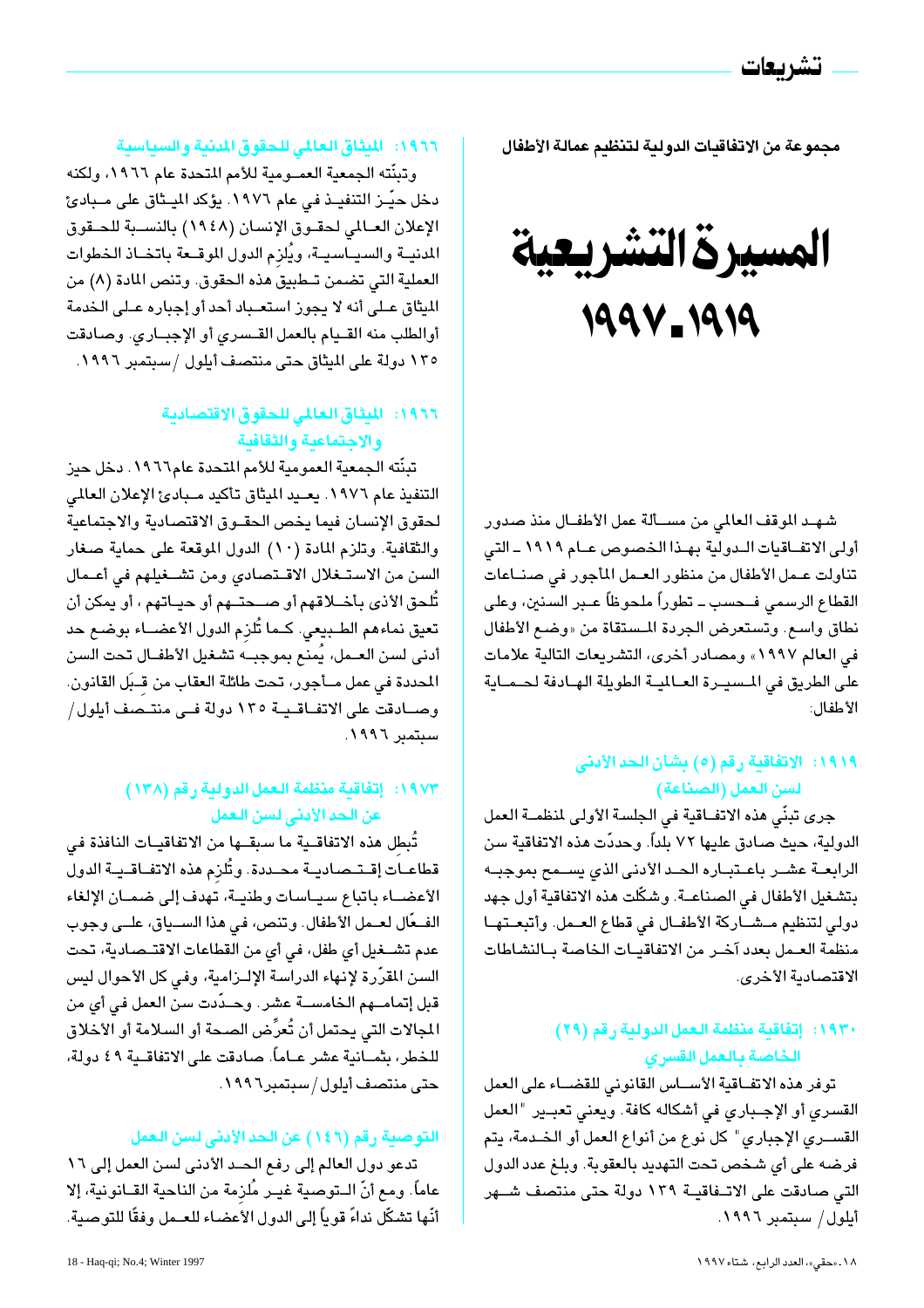مجموعة من الاتفاقيات الدولية لتنظيم عمالة الأطفال

# المسيرة التشريعية ١٩١٩-١٩٩٧

شهد الموقف العالمي من مسألة عمل الأطفال منذ صدور أولى الاتفاقيات الدولية بهذا الخصوص عام ١٩١٩ – التي تناولت عمل الأطفال من منظور العمل المأجور في صناعات القطاع الرسمي فحسب – تطوراً ملحوظاً عبر السنين، وعلى نطاق واسع. وتستعرض الجردة المستقاة من «وضع الأطفال في العالم ١٩٩٧» ومصادر أخرى، التشريعات التالية علامات على الطريق في المسيرة العالمية الطويلة الهادفة لحماية الأطفال:

### ١٩١٩: الاتفاقية رقم (٥) بشأن الحد الأدنى لسن العمل (الصناعة)

جرى تبنّي هذه الاتفاقية في الجلسة الأولى لمنظمة العمل الدولية، حيث صادق عليها ٧٢ بلداً. وحددّت هذه الاتفاقية سن الرابعة عشر باعتباره الحد الأدنى الذي يسمح بموجبه بتشغيل الأطفال في الصناعة. وشكّلت هذه الاتفاقية أول جهد دولي لتنظيم مشاركة الأطفال في قطاع العمل. وأتبعتها منظمة العمل بعدد آخر من الاتفاقيات الخاصة بالنشاطات الاقتصادية الأخرى.

### ١٩٣٠: إتفاقية منظمة العمل الدولية رقم (٢٩) الخاصة بالعمل القسري

توفر هذه الاتفاقية الأساس القانوني للقضاء على العمل القسري أو الإجباري في أشكاله كافة. ويعني تعبير "العمل القسري الإجباري" كل نوع من أنواع العمل أو الخدمة، يتم فرضه على أي شخص تحت التهديد بالعقوبة. وبلغ عدد الدول التي صادقت على الاتفاقية ١٣٩ دولة حتى منتصف شهر أيلول/ سبتمبر ١٩٩٦.

### ١٩٦٦: الميثاق العالمي للحقوق المدنية والسياسية

وتبنّته الجمعية العمومية للأمم المتحدة عام ١٩٦٦، ولكنه دخل حيّز التنفيذ في عام ١٩٧٦. يؤكد الميثاق على مبادئ الإعلان العالمي لحقوق الإنسان (١٩٤٨) بالنسبة للحقوق المدنية والسياسية، ويُلزِم الدول الموقعة باتخاذ الخطوات العملية التي تضمن تطبيق هذه الحقوق. وتنص المادة (٨) من الميثاق على أنه لا يجوز استعباد أحد أو إجباره على الخدمة أوالطلب منه القيام بالعمل القسري أو الإجباري. وصادقت ١٣٥ دولة على الميثاق حتى منتصف أيلول/سبتمبر ١٩٩٦.

### ١٩٦٦: الميثاق العالمي للحقوق الاقتصادية والاجتماعية والثقافية

تبنّته الجمعية العمومية للأمم المتحدة عام١٩٦٦. دخل حيز التنفيذ عام ١٩٧٦. يعيد الميثاق تأكيد مبادئ الإعلان العالمي لحقوق الإنسان فيما يخص الحقوق الاقتصادية والاجتماعية والثقافية. وتلزم المادة (١٠) الدول الموقعة على حماية صغار السن من الاستغلال الاقتصادي ومن تشغيلهم في أعمال تُلحق الأذى بأخلاقهم أو صحتهم أو حياتهم، أو يمكن أن تعيق نماءهم الطبيعي. كما تُلزِم الدول الأعضاء بوضع حد أدنى لسن العمل، يُمنع بموجبه تشغيل الأطفال تحت السن المحددة في عمل مأجور، تحت طائلة العقاب من قِبَل القانون. وصادقت على الاتفاقية ١٣٥ دولة في منتصف أيلول/ سبتمبر ١٩٩٦.

### ١٩٧٣: إتفاقية منظمة العمل الدولية رقم (١٣٨) عن الحد الأدنى لسن العمل

تُبطِل هذه الاتفاقية ما سبقها من الاتفاقيات النافذة في قطاعات إقتصادية محددة. وتُلزِم هذه الاتفاقية الدول الأعضاء باتباع سياسات وطنية، تهدف إلى ضمان الإلغاء الفعّال لعمل الأطفال. وتنص، في هذا السياق، على وجوب عدم تشغيل أي طفل، في أي من القطاعات الاقتصادية، تحت السن المقرّرة لإنهاء الدراسة الإلزامية، وفي كل الأحوال ليس قبل إتمامهم الخامسة عشر. وحدّدت سن العمل في أي من المجالات التي يحتمل أن تُعرِّض الصحة أو السلامة أو الأخلاق للخطر، بثمانية عشر عاماً. صادقت على الاتفاقية ٤٩ دولة، حتى منتصف أيلول/سبتمبر١٩٩٦.

### التوصية رقم (١٤٦) عن الحد الأدنى لسن العمل

تدعو دول العالم إلى رفع الحد الأدنى لسن العمل إلى ١٦ عاماً. ومع أنّ التوصية غير مُلزِمة من الناحية القانونية، إلا أنّها تشكّل نداءً قوياً إلى الدول الأعضاء للعمل وفقًا للتوصية.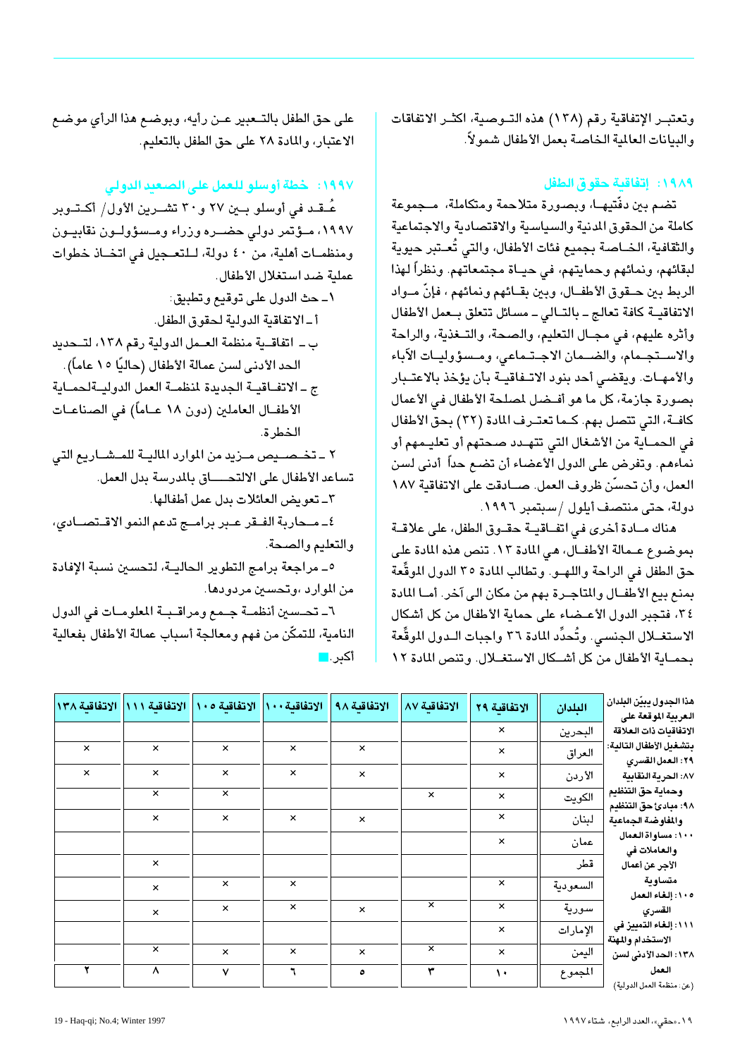وتعتبـر الإتفاقية رقم (١٣٨) هذه التـوصية، اكثـر الاتفاقات والبيانات العالمية الخاصة بعمل الأطفال شمولاً.

### ١٩٨٩: إتفاقية حقوق الطفل

تضم بين دفّتيهـا، وبصورة متلاحمة ومتكاملة، مـجموعة كاملة من الحقوق المدنية والسياسية والاقتصادية والاجتماعية والثقافية، الخـاصة بجميع فئات الأطفال، والتي تُعـتبر حيوية لبقائهم، ونمائهم وحمايتهم، في حيـاة مجتمعاتهم. ونظراً لهذا الربط بين حـقوق الأطفـال، وبين بقـائهم ونمائهم ، فإنّ مـواد الاتفاقيـة كافة تعالج ـ بالتـالي ـ مسائل تتعلق بـعمل الأطفال وأثره عليهم، في مجـال التعليم، والصحة، والتـغذية، والراحة والاسـتجـمام، والضـمان الاجـتـماعي، ومـسؤوليـات الآباء والأمهـات. ويقضي أحد بنود الاتـفاقيـة بأن يؤخذ بالاعتـبار بصورة جازمة، كل ما هو أفـضل لمصلحة الأطفال في الأعمال كافـة، التي تتصل بهم. كـما تعتـرف المادة (٣٢) بحق الأطفال في الحمـاية من الأشغال التي تتهـدد صحتهم أو تعليـمهم أو نماءهم. وتفرض على الدول الأعضاء أن تضع حداً أدنى لسن العمل، وأن تحسّن ظروف العمل. صـادقت على الاتفاقية ١٨٧ دولة، حتى منتصف أيلول / سبتمبر ١٩٩٦.

هناك مـادة أخرى في اتفـاقيـة حقـوق الطفل، على علاقـة بموضـوع عـمالة الأطفـال، هي المادة ١٣. تنص هذه المادة على حق الطفل في الراحة واللهـو. وتطالب المادة ٣٥ الدول الموقّعة بمنع بيع الأطفـال والمتاجـرة بهم من مكان الى آخر. أمـا المادة ٣٤، فتجبر الدول الأعـضاء على حماية الأطفال من كل أشكال الاستغـلال الجنسي. وتُحدِّد المادة ٣٦ واجبات الـدول الموقّعة بحمـاية الأطفال من كل أشـكال الاستغـلال. وتنص المادة ١٢ على حق الطفل بالتـعبير عـن رأيه، وبوضـع هذا الرأي موضـع الاعتبار، والمادة ٢٨ على حق الطفل بالتعليم.

### ١٩٩٧: خطة أوسلو للعمل على الصعيد الدولي

عُـقـد في أوسلو بـين ٢٧ و٣٠ تشـرين الأول/ أكـتـوبر ١٩٩٧، مـؤتمر دولي حضــره وزراء ومـسؤولـون نقابيــون ومنظمـات أهلية، من ٤٠ دولة، لـلتعـجيل في اتخـاذ خطوات عملية ضد استغلال الأطفال.

١ ـ حث الدول على توقيع وتطبيق:

أ ـ الاتفاقية الدولية لحقوق الطفل.

ب ـ اتفاقـية منظمة العـمل الدولية رقم ١٣٨، لتـحديد الحد الأدنى لسن عمالة الأطفال (حاليًا ١٥ عاماً).

ج ـ الاتفـاقـيـة الجديدة لمنظمـة العمل الدوليـةلحمـاية الأطفـال العاملين (دون ١٨ عـاماً) في الصناعـات الخطرة.

٢ ـ تخـصـيص مـزيد من الموارد المالـية للمـشـاريع التي تساعد الأطفال على الالتحـــاق بالمدرسة بدل العمل.

٣ ـ تعويض العائلات بدل عمل أطفالها.

٤ ـ مـحاربة الفـقر عـبر برامـج تدعم النمو الاقـتصـادي، والتعليم والصحة.

٥ ـ مراجعة برامج التطوير الحاليـة، لتحسين نسبة الإفادة من الموارد ،وتحسين مردودها.

٦ ـ تحـسين أنظمـة جـمـع ومراقـبـة المعلومـات في الدول النامية، للتمكّن من فهم ومعالجة أسباب عمالة الأطفال بفعالية أكبر.

هذا الجدول يبيّن البلدان العربية الموقعة على الاتفاقيات ذات العلاقة بتشغيل الأطفال التالية:
٢٩: العمل القسري
٨٧: الحرية النقابية وحماية حق التنظيم
٩٨: مبادئ حق التنظيم والمفاوضة الجماعية
١٠٠: مساواة العمال والعاملات في الأجر عن أعمال متساوية
١٠٥: إلغاء العمل القسري
١١١: إلغاء التمييز في الاستخدام والمهنة
١٣٨: الحد الأدنى لسن العمل

| البلدان | الاتفاقية ٢٩ | الاتفاقية ٨٧ | الاتفاقية ٩٨ | الاتفاقية ١٠٠ | الاتفاقية ١٠٥ | الاتفاقية ١١١ | الاتفاقية ١٣٨ |
|---|---|---|---|---|---|---|---|
| البحرين | × | | | | | | |
| العراق | × | | × | × | × | × | × |
| الأردن | × | | × | × | × | × | × |
| الكويت | × | × | | | × | × | |
| لبنان | × | | × | × | × | × | |
| عمان | × | | | | | | |
| قطر | | | | | | × | |
| السعودية | × | | | × | × | × | |
| سورية | × | × | × | × | × | × | |
| الإمارات | × | | | | | | |
| اليمن | × | × | × | × | × | × | |
| المجموع | ١٠ | ٣ | ٥ | ٦ | ٧ | ٨ | ٢ |

(عن: منظمة العمل الدولية)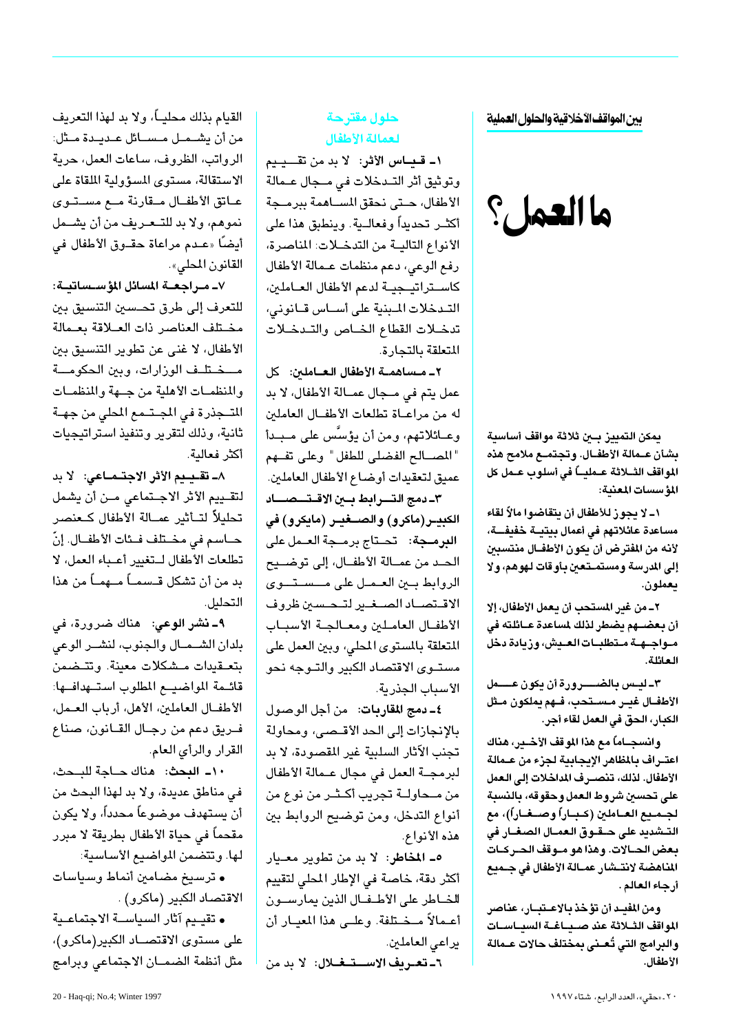بين المواقف الأخلاقية والحلول العملية

# ما العمل؟

**يمكن التمييز بين ثلاثة مواقف أساسية بشأن عمالة الأطفال. وتجتمع ملامح هذه المواقف الثلاثة عملياً في أسلوب عمل كل المؤسسات المعنية:**

**١ـ لا يجوز للأطفال أن يتقاضوا مالاً لقاء مساعدة عائلاتهم في أعمال بيتية خفيفة، لأنه من المفترض أن يكون الأطفال منتسبين إلى المدرسة ومستمتعين بأوقات لهوهم، ولا يعملون.**

**٢ـ من غير المستحب أن يعمل الأطفال، إلا أن بعضهم يضطر لذلك لمساعدة عائلته في مواجهة متطلبات العيش، وزيادة دخل العائلة.**

**٣ـ ليس بالضرورة أن يكون عمل الأطفال غير مستحب، فهم يملكون مثل الكبار، الحق في العمل لقاء أجر.**

**وانسجاماً مع هذا الموقف الأخير، هناك اعتراف بالمظاهر الإيجابية لجزء من عمالة الأطفال. لذلك، تنصرف المداخلات إلى العمل على تحسين شروط العمل وحقوقه، بالنسبة لجميع العاملين (كباراً وصغاراً)، مع التشديد على حقوق العمال الصغار في بعض الحالات. وهذا هو موقف الحركات المناهضة لانتشار عمالة الأطفال في جميع أرجاء العالم.**

**ومن المفيد أن تؤخذ بالاعتبار، عناصر المواقف الثلاثة عند صياغة السياسات والبرامج التي تُعنى بمختلف حالات عمالة الأطفال.**

## حلول مقترحة لعمالة الأطفال

**١ـ قياس الأثر:** لا بد من تقييم وتوثيق أثر التدخلات في مجال عمالة الأطفال، حتى نحقق المساهمة ببرمجة أكثر تحديداً وفعالية. وينطبق هذا على الأنواع التالية من التدخلات: المناصرة، رفع الوعي، دعم منظمات عمالة الأطفال كاستراتيجية لدعم الأطفال العاملين، التدخلات المبنية على أساس قانوني، تدخلات القطاع الخاص والتدخلات المتعلقة بالتجارة.

**٢ـ مساهمة الأطفال العاملين:** كل عمل يتم في مجال عمالة الأطفال، لا بد له من مراعاة تطلعات الأطفال العاملين وعائلاتهم، ومن أن يؤسَّس على مبدأ "المصالح الفضلى للطفل" وعلى تفهم عميق لتعقيدات أوضاع الأطفال العاملين.

**٣ـ دمج الترابط بين الاقتصاد الكبير (ماكرو) والصغير (مايكرو) في البرمجة:** تحتاج برمجة العمل على الحد من عمالة الأطفال، إلى توضيح الروابط بين العمل على مستوى الاقتصاد الصغير لتحسين ظروف الأطفال العاملين ومعالجة الأسباب المتعلقة بالمستوى المحلي، وبين العمل على مستوى الاقتصاد الكبير والتوجه نحو الأسباب الجذرية.

**٤ـ دمج المقاربات:** من أجل الوصول بالإنجازات إلى الحد الأقصى، ومحاولة تجنب الآثار السلبية غير المقصودة، لا بد لبرمجة العمل في مجال عمالة الأطفال من محاولة تجريب أكثر من نوع من أنواع التدخل، ومن توضيح الروابط بين هذه الأنواع.

**٥ـ المخاطر:** لا بد من تطوير معيار أكثر دقة، خاصة في الإطار المحلي لتقييم الخاطر على الأطفال الذين يمارسون أعمالاً مختلفة. وعلى هذا المعيار أن يراعي العاملين.

**٦ـ تعريف الاستغلال:** لا بد من القيام بذلك محلياً، ولا بد لهذا التعريف من أن يشمل مسائل عديدة مثل: الرواتب، الظروف، ساعات العمل، حرية الاستقالة، مستوى المسؤولية الملقاة على عاتق الأطفال مقارنة مع مستوى نموهم، ولا بد للتعريف من أن يشمل أيضًا «عدم مراعاة حقوق الأطفال في القانون المحلي».

**٧ـ مراجعة المسائل المؤسساتية:** للتعرف إلى طرق تحسين التنسيق بين مختلف العناصر ذات العلاقة بعمالة الأطفال، لا غنى عن تطوير التنسيق بين مختلف الوزارات، وبين الحكومة والمنظمات الأهلية من جهة والمنظمات المتجذرة في المجتمع المحلي من جهة ثانية، وذلك لتقرير وتنفيذ استراتيجيات أكثر فعالية.

**٨ـ تقييم الأثر الاجتماعي:** لا بد لتقييم الأثر الاجتماعي من أن يشمل تحليلاً لتأثير عمالة الأطفال كعنصر حاسم في مختلف فئات الأطفال. إنّ تطلعات الأطفال لتغيير أعباء العمل، لا بد من أن تشكل قسماً مهماً من هذا التحليل.

**٩ـ نشر الوعي:** هناك ضرورة، في بلدان الشمال والجنوب، لنشر الوعي بتعقيدات مشكلات معينة. وتتضمن قائمة المواضيع المطلوب استهدافها: الأطفال العاملين، الأهل، أرباب العمل، فريق دعم من رجال القانون، صناع القرار والرأي العام.

**١٠ـ البحث:** هناك حاجة للبحث، في مناطق عديدة، ولا بد لهذا البحث من أن يستهدف موضوعاً محدداً، ولا يكون مقحماً في حياة الأطفال بطريقة لا مبرر لها. وتتضمن المواضيع الأساسية:

- ترسيخ مضامين أنماط وسياسات الاقتصاد الكبير (ماكرو).
- تقييم آثار السياسة الاجتماعية على مستوى الاقتصاد الكبير(ماكرو)، مثل أنظمة الضمان الاجتماعي وبرامج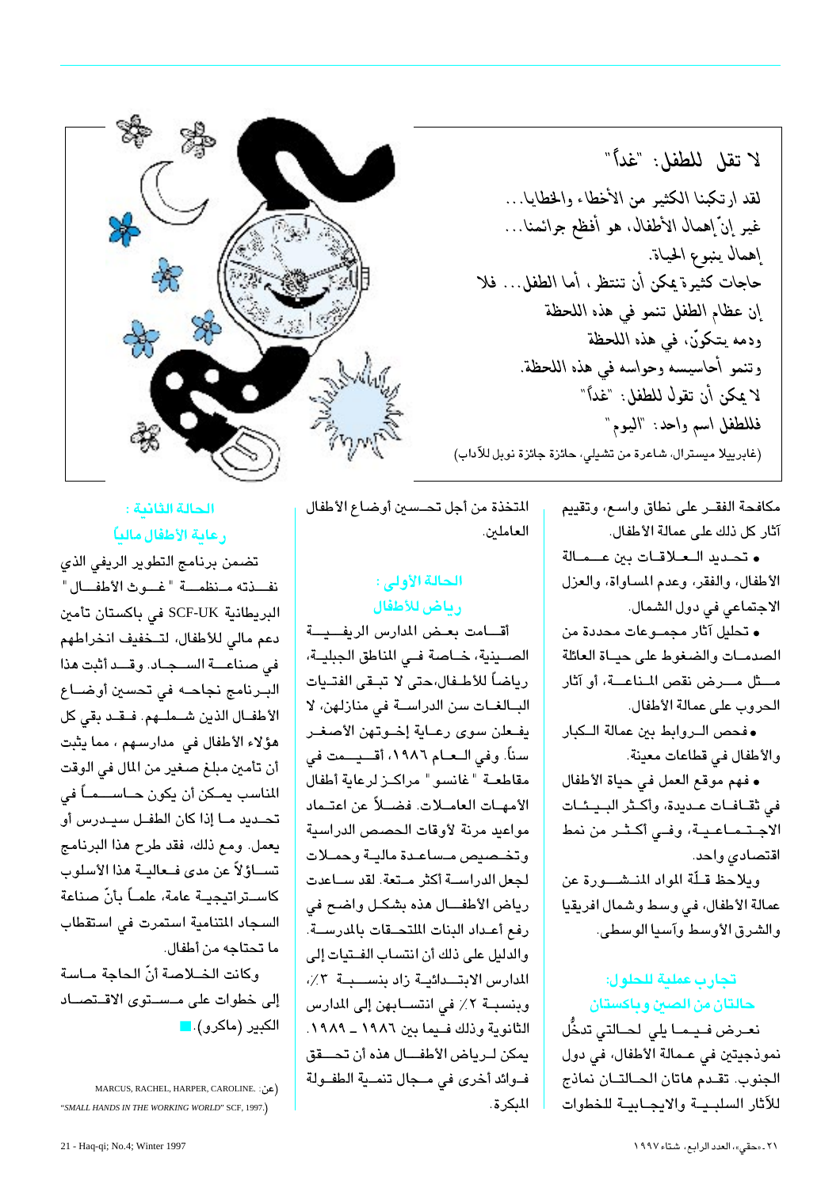## لا تقل للطفل: "غداً"

لقد ارتكبنا الكثير من الأخطاء والخطايا...
غير إنّ إهمال الأطفال، هو أفظع جرائمنا...
إهمال ينبوع الحياة.
حاجات كثيرة يمكن أن تنتظر، أما الطفل... فلا
إن عظام الطفل تنمو في هذه اللحظة
ودمه يتكوّن، في هذه اللحظة
وتنمو أحاسيسه وحواسه في هذه اللحظة.
لا يمكن أن تقول للطفل: "غداً"
فللطفل اسم واحد: "اليوم"

(غابرييلا ميسترال، شاعرة من تشيلي، حائزة جائزة نوبل للآداب)

مكافحة الفقر على نطاق واسع، وتقييم آثار كل ذلك على عمالة الأطفال.

- تحديد العلاقات بين عمالة الأطفال، والفقر، وعدم المساواة، والعزل الاجتماعي في دول الشمال.
- تحليل آثار مجموعات محددة من الصدمات والضغوط على حياة العائلة مثل مرض نقص المناعة، أو آثار الحروب على عمالة الأطفال.
- فحص الروابط بين عمالة الكبار والأطفال في قطاعات معينة.
- فهم موقع العمل في حياة الأطفال في ثقافات عديدة، وأكثر البيئات الاجتماعية، وفي أكثر من نمط اقتصادي واحد.

ويلاحظ قلّة المواد المنشورة عن عمالة الأطفال، في وسط وشمال افريقيا والشرق الأوسط وآسيا الوسطى.

### تجارب عملية للحلول: حالتان من الصين وباكستان

نعرض فيما يلي لحالتي تدخُّل نموذجيتين في عمالة الأطفال، في دول الجنوب. تقدم هاتان الحالتان نماذج للآثار السلبية والايجابية للخطوات المتخذة من أجل تحسين أوضاع الأطفال العاملين.

### الحالة الأولى: رياض للأطفال

أقامت بعض المدارس الريفية الصينية، خاصة في المناطق الجبلية، رياضاً للأطفال،حتى لا تبقى الفتيات البالغات سن الدراسة في منازلهن، لا يفعلن سوى رعاية إخوتهن الأصغر سناً. وفي العام ١٩٨٦، أقيمت في مقاطعة "غانسو" مراكز لرعاية أطفال الأمهات العاملات. فضلاً عن اعتماد مواعيد مرنة لأوقات الحصص الدراسية وتخصيص مساعدة مالية وحملات لجعل الدراسة أكثر متعة. لقد ساعدت رياض الأطفال هذه بشكل واضح في رفع أعداد البنات الملتحقات بالمدرسة. والدليل على ذلك أن انتساب الفتيات إلى المدارس الابتدائية زاد بنسبة ٣٪، وبنسبة ٢٪ في انتسابهن إلى المدارس الثانوية وذلك فيما بين ١٩٨٦ ـ ١٩٨٩. يمكن لرياض الأطفال هذه أن تحقق فوائد أخرى في مجال تنمية الطفولة المبكرة.

### الحالة الثانية: رعاية الأطفال مالياً

تضمن برنامج التطوير الريفي الذي نفذته منظمة "غوث الأطفال" البريطانية SCF-UK في باكستان تأمين دعم مالي للأطفال، لتخفيف انخراطهم في صناعة السجاد. وقد أثبت هذا البرنامج نجاحه في تحسين أوضاع الأطفال الذين شملهم. فقد بقي كل هؤلاء الأطفال في مدارسهم، مما يثبت أن تأمين مبلغ صغير من المال في الوقت المناسب يمكن أن يكون حاسماً في تحديد ما إذا كان الطفل سيدرس أو يعمل. ومع ذلك، فقد طرح هذا البرنامج تساؤلاً عن مدى فعالية هذا الأسلوب كاستراتيجية عامة، علماً بأنّ صناعة السجاد المتنامية استمرت في استقطاب ما تحتاجه من أطفال.

وكانت الخلاصة أنّ الحاجة ماسة إلى خطوات على مستوى الاقتصاد الكبير (ماكرو). ■

(عن: MARCUS, RACHEL, HARPER, CAROLINE. *"SMALL HANDS IN THE WORKING WORLD"* SCF, 1997.)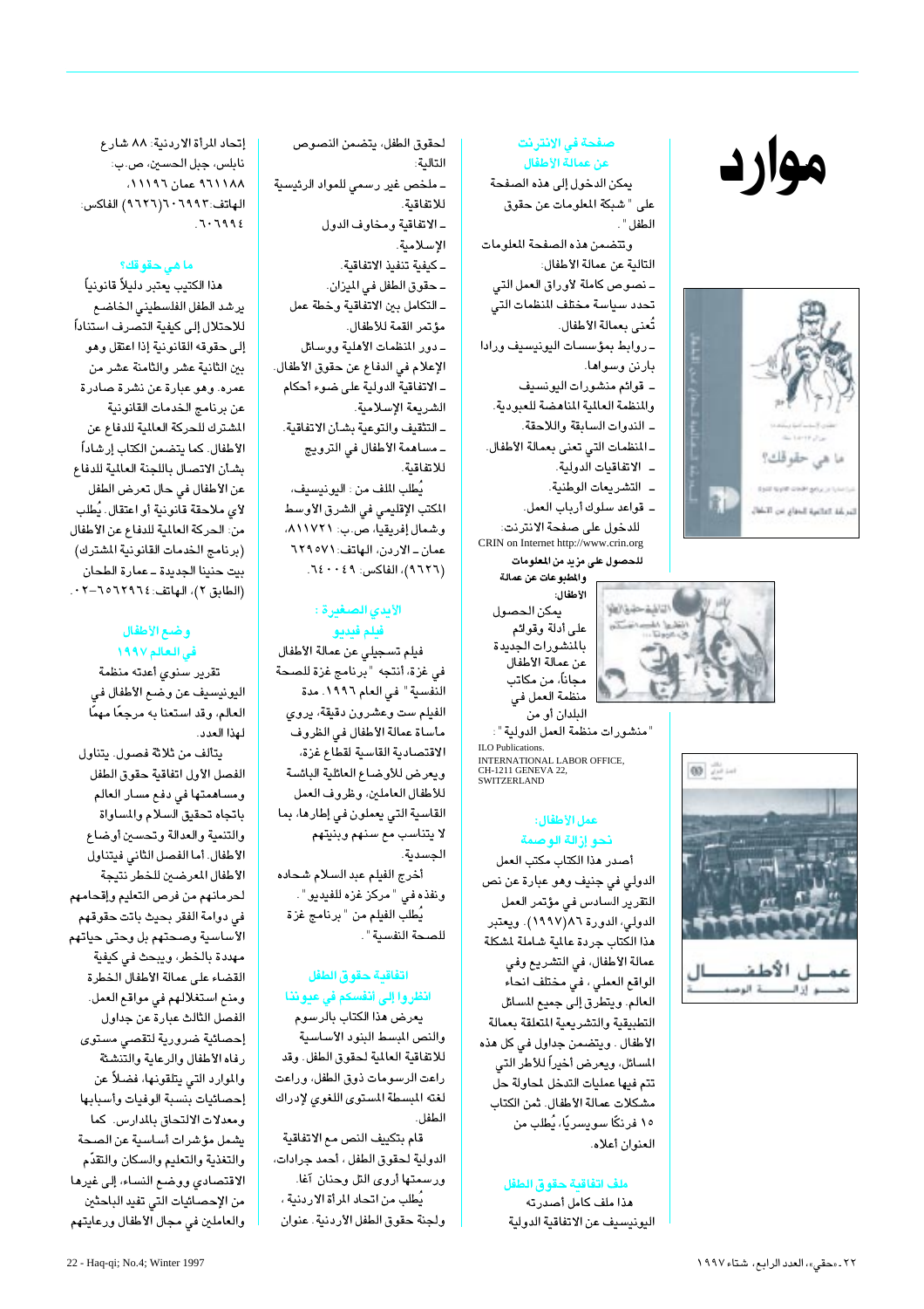# موارد

## صفحة في الإنترنت عن عمالة الأطفال

يمكن الدخول إلى هذه الصفحة على " شبكة المعلومات عن حقوق الطفل " .

وتتضمن هذه الصفحة المعلومات التالية عن عمالة الأطفال:

- نصوص كاملة لأوراق العمل التي تحدد سياسة مختلف المنظمات التي تُعنى بعمالة الأطفال.
- روابط بمؤسسات اليونيسيف ورادا بارنن وسواها.
- قوائم منشورات اليونسيف والمنظمة العالمية المناهضة للعبودية.
- الندوات السابقة واللاحقة.
- المنظمات التي تعنى بعمالة الأطفال.
- الاتفاقيات الدولية.
- التشريعات الوطنية.
- قواعد سلوك أرباب العمل.

للدخول على صفحة الانترنت:
CRIN on Internet http://www.crin.org

**للحصول على مزيد من المعلومات والمطبوعات عن عمالة الأطفال:**

يمكن الحصول على أدلة وقوائم بالمنشورات الجديدة عن عمالة الأطفال مجاناً، من مكاتب منظمة العمل في البلدان أو من "منشورات منظمة العمل الدولية" :

ILO Publications.
INTERNATIONAL LABOR OFFICE,
CH-1211 GENEVA 22,
SWITZERLAND

## عمل الأطفال: نحو إزالة الوصمة

أصدر هذا الكتاب مكتب العمل الدولي في جنيف وهو عبارة عن نص التقرير السادس في مؤتمر العمل الدولي، الدورة ٨٦(١٩٩٧). ويعتبر هذا الكتاب جردة عالمية شاملة لمشكلة عمالة الأطفال، في التشريع وفي الواقع العملي، في مختلف انحاء العالم. ويتطرق إلى جميع المسائل التطبيقية والتشريعية المتعلقة بعمالة الأطفال. ويتضمن جداول في كل هذه المسائل، ويعرض أخيراً للأطر التي تتم فيها عمليات التدخل لمحاولة حل مشكلات عمالة الأطفال. ثمن الكتاب ١٥ فرنكًا سويسريًا، يُطلب من العنوان أعلاه.

## ملف اتفاقية حقوق الطفل

هذا ملف كامل أصدرته اليونيسيف عن الاتفاقية الدولية لحقوق الطفل، يتضمن النصوص التالية:

- ملخص غير رسمي للمواد الرئيسية للاتفاقية.
- الاتفاقية ومخاوف الدول الإسلامية.
- كيفية تنفيذ الاتفاقية.
- حقوق الطفل في الميزان.
- التكامل بين الاتفاقية وخطة عمل مؤتمر القمة للأطفال.
- دور المنظمات الأهلية ووسائل الإعلام في الدفاع عن حقوق الأطفال.
- الاتفاقية الدولية على ضوء أحكام الشريعة الإسلامية.
- التثقيف والتوعية بشأن الاتفاقية.
- مساهمة الأطفال في الترويج للاتفاقية.

يُطلب الملف من : اليونيسيف، المكتب الإقليمي في الشرق الأوسط وشمال إفريقيا، ص.ب: ٨١١٧٢١، عمان ـ الاردن، الهاتف: ٦٢٩٥٧١ (٩٦٢٦)، الفاكس: ٦٤٠٠٤٩.

## الأيدي الصغيرة : فيلم فيديو

فيلم تسجيلي عن عمالة الاطفال في غزة، أنتجه "برنامج غزة للصحة النفسية" في العام ١٩٩٦. مدة الفيلم ست وعشرون دقيقة، يروي مأساة عمالة الأطفال في الظروف الاقتصادية القاسية لقطاع غزة، ويعرض للأوضاع العائلية البائسة للأطفال العاملين، وظروف العمل القاسية التي يعملون في إطارها، بما لا يتناسب مع سنهم وبنيتهم الجسدية.

أخرج الفيلم عبد السلام شحاده ونفذه في " مركز غزه للفيديو" .
يُطلب الفيلم من " برنامج غزة للصحة النفسية" .

## اتفاقية حقوق الطفل انظروا إلى أنفسكم في عيوننا

يعرض هذا الكتاب بالرسوم والنص المبسط البنود الأساسية للاتفاقية العالمية لحقوق الطفل. وقد راعت الرسومات ذوق الطفل، وراعت لغته المبسطة المستوى اللغوي لإدراك الطفل.

قام بتكييف النص مع الاتفاقية الدولية لحقوق الطفل ، أحمد جرادات، ورسمتها أروى التل وحنان آغا.
يُطلب من اتحاد المرأة الاردنية ، ولجنة حقوق الطفل الأردنية. عنوان إتحاد المرأة الاردنية: ٨٨ شارع نابلس، جبل الحسين، ص.ب: ٩٦١١٨٨ عمان ١١١٩٦، الهاتف:٦٠٦٩٩٣(٩٦٢٦) الفاكس: ٦٠٦٩٩٤.

## ما هي حقوقك؟

هذا الكتيب يعتبر دليلاً قانونياً يرشد الطفل الفلسطيني الخاضع للاحتلال إلى كيفية التصرف استناداً إلى حقوقه القانونية إذا اعتقل وهو بين الثانية عشر والثامنة عشر من عمره. وهو عبارة عن نشرة صادرة عن برنامج الخدمات القانونية المشترك للحركة العالمية للدفاع عن الأطفال. كما يتضمن الكتاب إرشاداً بشأن الاتصال باللجنة العالمية للدفاع عن الأطفال في حال تعرض الطفل لأي ملاحقة قانونية أو اعتقال. يُطلب من: الحركة العالمية للدفاع عن الأطفال (برنامج الخدمات القانونية المشترك) بيت حنينا الجديدة ـ عمارة الطحان (الطابق ٢)، الهاتف:٦٥٦٢٩٦٤-٠٢.

## وضع الأطفال في العالم ١٩٩٧

تقرير سنوي أعدته منظمة اليونيسيف عن وضع الأطفال في العالم، وقد استعنا به مرجعًا مهمًا لهذا العدد.

يتألف من ثلاثة فصول. يتناول الفصل الأول اتفاقية حقوق الطفل ومساهمتها في دفع مسار العالم باتجاه تحقيق السلام والمساواة والتنمية والعدالة وتحسين أوضاع الأطفال. أما الفصل الثاني فيتناول الأطفال المعرضين للخطر نتيجة لحرمانهم من فرص التعليم وإقحامهم في دوامة الفقر بحيث باتت حقوقهم الأساسية وصحتهم بل وحتى حياتهم مهددة بالخطر، ويبحث في كيفية القضاء على عمالة الأطفال الخطرة ومنع استغلالهم في مواقع العمل. الفصل الثالث عبارة عن جداول إحصائية ضرورية لتقصي مستوى رفاه الأطفال والرعاية والتنشئة والموارد التي يتلقونها، فضلاً عن إحصائيات بنسبة الوفيات وأسبابها ومعدلات الالتحاق بالمدارس. كما يشمل مؤشرات أساسية عن الصحة والتغذية والتعليم والسكان والتقدّم الاقتصادي ووضع النساء، إلى غيرها من الإحصائيات التي تفيد الباحثين والعاملين في مجال الأطفال ورعايتهم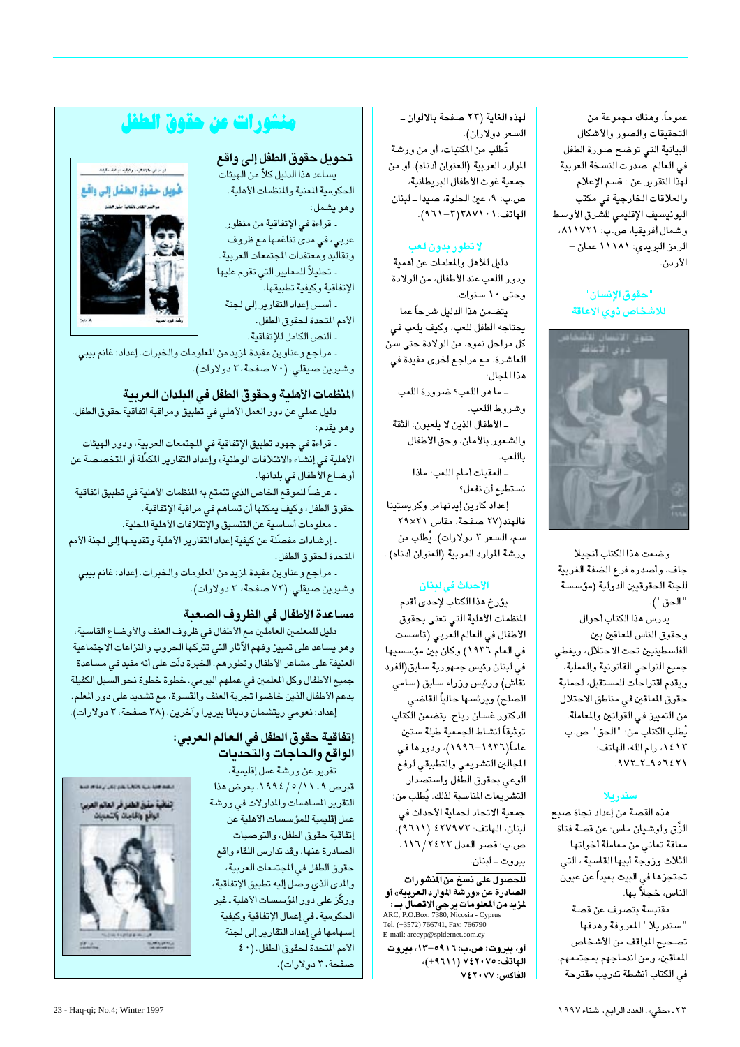عموماً. وهناك مجموعة من التحقيقات والصور والأشكال البيانية التي توضح صورة الطفل في العالم. صدرت النسخة العربية لهذا التقرير عن: قسم الإعلام والعلاقات الخارجية في مكتب اليونيسيف الإقليمي للشرق الأوسط وشمال أفريقيا، ص.ب: ١١٢١٨١، الرمز البريدي: ١١١٨١ عمان – الأردن.

### "حقوق الإنسان" للأشخاص ذوي الإعاقة

وضعت هذا الكتاب أنجيلا جاف، وأصدره فرع الضفة الغربية للجنة الحقوقيين الدولية (مؤسسة "الحق").

يدرس هذا الكتاب أحوال وحقوق الناس المعاقين بين الفلسطينيين تحت الاحتلال، ويغطي جميع النواحي القانونية والعملية، ويقدم اقتراحات للمستقبل، لحماية حقوق المعاقين في مناطق الاحتلال من التمييز في القوانين والمعاملة. يُطلب الكتاب من: "الحق" ص.ب ١٤١٣، رام الله، الهاتف: ٩٧٢-٢-٩٥٦٤٢١

### سندريلا

هذه القصة من إعداد نجاة صبح الزّق ولوشيان ماس: عن قصة فتاة معاقة تعاني من معاملة أخواتها الثلاث وزوجة أبيها القاسية، التي تحتجزها في البيت بعيداً عن عيون الناس، خجلاً بها.

مقتبسة بتصرف عن قصة "سندريلا" المعروفة وهدفها تصحيح المواقف من الأشخاص المعاقين، ومن اندماجهم بمجتمعهم. في الكتاب أنشطة تدريب مقترحة لهذه الغاية (٢٣ صفحة بالألوان – السعر دولاران).

تُطلب من المكتبات، أو من ورشة الموارد العربية (العنوان أدناه)، أو من جمعية غوث الأطفال البريطانية، ص.ب. ٩، عين الحلوة، صيدا – لبنان الهاتف: ٧٢١٠١٨٣(٣-٩٦١).

### لا تطور بدون لعب

دليل للأهل والمعلمات عن أهمية ودور اللعب عند الأطفال، من الولادة وحتى ١٠ سنوات.

يتضمن هذا الدليل شرحاً عما يحتاجه الطفل للعب، وكيف يلعب في كل مراحل نموه، من الولادة حتى سن العاشرة. مع مراجع أخرى مفيدة في هذا المجال:

- ما هو اللعب؟ ضرورة اللعب وشروط اللعب.
- الأطفال الذين لا يلعبون: الثقة والشعور بالأمان، وحق الأطفال باللعب.
- العقبات أمام اللعب: ماذا نستطيع أن نفعل؟

إعداد كارين إيدنهامر وكريستينا فالهند(٢٧ صفحة، مقاس ٢١×٢٩ سم، السعر ٣ دولارات). يُطلب من ورشة الموارد العربية (العنوان أدناه).

### الأحداث في لبنان

يؤرخ هذا الكتاب لإحدى أقدم المنظمات الأهلية التي تعنى بحقوق الأطفال في العالم العربي (تأسست في العام ١٩٣٦) وكان بين مؤسسيها في لبنان رئيس جمهورية سابق (الفرد نقاش) ورئيس وزراء سابق (سامي الصلح) ويرئسها حالياً القاضي الدكتور غسان رباح. يتضمن الكتاب توثيقاً لنشاط الجمعية طيلة ستين عاماً (١٩٣٦-١٩٩٦)، ودورها في المجالين التشريعي والتطبيقي لرفع الوعي بحقوق الطفل واستصدار التشريعات المناسبة لذلك. يُطلب من: جمعية الاتحاد لحماية الأحداث في لبنان، الهاتف: ٤٢٧٩٧٣ (٦١١)، ص.ب: قصر العدل ٢٤٢٣/١١٦، بيروت – لبنان.

**للحصول على نسخ من المنشورات الصادرة عن «ورشة الموارد العربية» أو لمزيد من المعلومات يرجى الاتصال بـ:**

ARC, P.O.Box: 7380, Nicosia - Cyprus
Tel. (+3572) 766741, Fax: 766790
E-mail: arccyp@spidernet.com.cy

**أو، بيروت: ص.ب: ٥٩١٦-١٣، بيروت الهاتف: ٧٤٢٠٧٥ (٩٦١١+)، الفاكس: ٧٤٢٠٧٧**

## منشورات عن حقوق الطفل

### تحويل حقوق الطفل إلى واقع

يساعد هذا الدليل كلاً من الهيئات الحكومية المعنية والمنظمات الأهلية. وهو يشمل:

- قراءة في الإتفاقية من منظور عربي، في مدى تناغمها مع ظروف وتقاليد ومعتقدات المجتمعات العربية.
- تحليلاً للمعايير التي تقوم عليها الإتفاقية وكيفية تطبيقها.
- أسس إعداد التقارير إلى لجنة الأمم المتحدة لحقوق الطفل.
- النص الكامل للإتفاقية.
- مراجع وعناوين مفيدة لمزيد من المعلومات والخبرات. إعداد: غانم بيبي وشيرين صيقلي. (٧٠ صفحة، ٣ دولارات).

### المنظمات الأهلية وحقوق الطفل في البلدان العربية

دليل عملي عن دور العمل الأهلي في تطبيق ومراقبة اتفاقية حقوق الطفل. وهو يقدم:

- قراءة في جهود تطبيق الإتفاقية في المجتمعات العربية، ودور الهيئات الأهلية في إنشاء «الائتلافات الوطنية» وإعداد التقارير المكمِّلة أو المتخصصة عن أوضاع الأطفال في بلدانها.
- عرضاً للموقع الخاص الذي تتمتع به المنظمات الأهلية في تطبيق اتفاقية حقوق الطفل، وكيف يمكنها أن تساهم في مراقبة الإتفاقية.
- معلومات أساسية عن التنسيق والإئتلافات الأهلية المحلية.
- إرشادات مفصّلة عن كيفية إعداد التقارير الأهلية وتقديمها إلى لجنة الأمم المتحدة لحقوق الطفل.
- مراجع وعناوين مفيدة لمزيد من المعلومات والخبرات. إعداد: غانم بيبي وشيرين صيقلي. (٧٢ صفحة، ٣ دولارات).

### مساعدة الأطفال في الظروف الصعبة

دليل للمعلمين العاملين مع الأطفال في ظروف العنف والأوضاع القاسية، وهو يساعد على تمييز وفهم الآثار التي تتركها الحروب والنزاعات الاجتماعية العنيفة على مشاعر الأطفال وتطورهم. الخبرة دلّت على أنه مفيد في مساعدة جميع الأطفال وكل المعلمين في عملهم اليومي. خطوة خطوة نحو السبل الكفيلة بدعم الأطفال الذين خاضوا تجربة العنف والقسوة، مع تشديد على دور المعلم. إعداد: نعومي ريتشمان ودينا بيريرا وآخرين. (٣٨ صفحة، ٣ دولارات).

### إتفاقية حقوق الطفل في العالم العربي: الواقع والحاجات والتحديات

تقرير عن ورشة عمل إقليمية، قبرص ٩-١١/٥/١٩٩٤. يعرض هذا التقرير المساهمات والمداولات في ورشة عمل إقليمية للمؤسسات الأهلية عن إتفاقية حقوق الطفل، والتوصيات الصادرة عنها. وقد تدارس اللقاء واقع حقوق الطفل في المجتمعات العربية، والمدى الذي وصل إليه تطبيق الإتفاقية، وركّز على دور المؤسسات الأهلية - غير الحكومية - في إعمال الإتفاقية وكيفية إسهامها في إعداد التقارير إلى لجنة الأمم المتحدة لحقوق الطفل. (٤٠ صفحة، ٣ دولارات).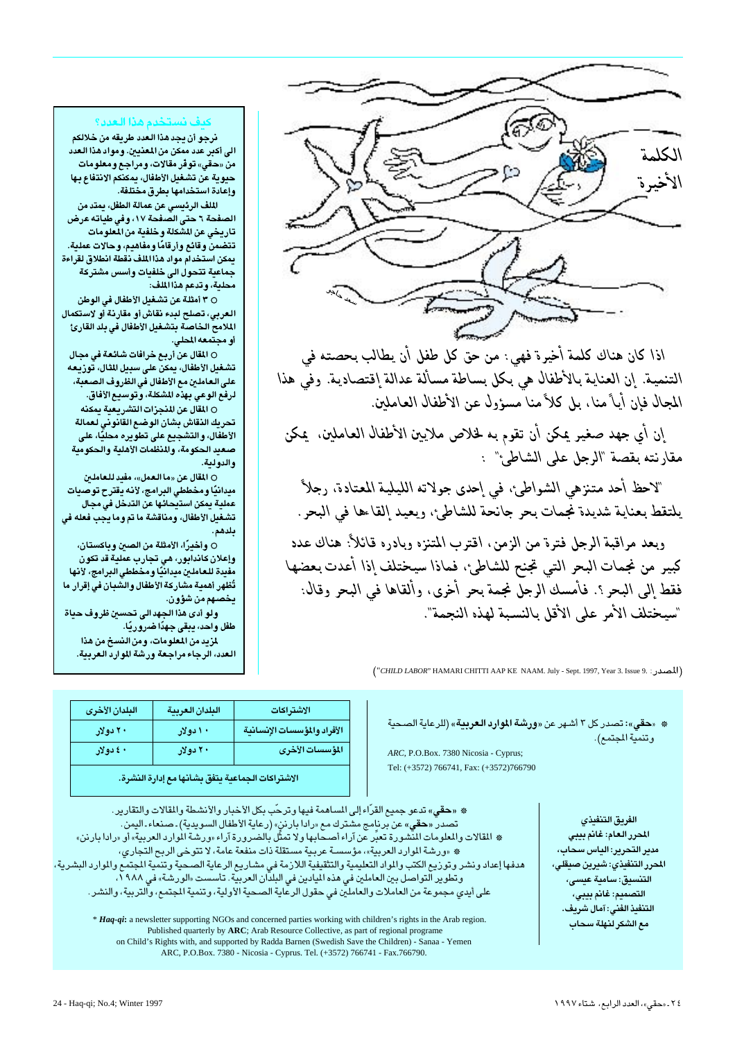## الكلمة الأخيرة

اذا كان هناك كلمة أخيرة فهي: من حق كل طفل أن يطالب بحصته في التنمية. إن العناية بالأطفال هي بكل بساطة مسألة عدالة إقتصادية. وفي هذا المجال فإن أياً منا، بل كلاً منا مسؤول عن الأطفال العاملين.

إن أي جهد صغير يمكن أن تقوم به لخلاص ملايين الأطفال العاملين، يمكن مقارنته بقصة "الرجل على الشاطئ":

"لاحظ أحد متنزهي الشواطئ، في إحدى جولاته الليلية المعتادة، رجلاً يلتقط بعناية شديدة نجمات بحر جانحة للشاطئ، ويعيد إلقاءها في البحر.

وبعد مراقبة الرجل فترة من الزمن، اقترب المتنزه وبادره قائلاً: هناك عدد كبير من نجمات البحر التي تجنح للشاطئ، فماذا سيختلف إذا أعدت بعضها فقط إلى البحر؟. فأمسك الرجل نجمة بحر أخرى، وألقاها في البحر وقال: "سيختلف الأمر على الأقل بالنسبة لهذه النجمة".

(المصدر: "*CHILD LABOR*" HAMARI CHITTI AAP KE NAAM. July - Sept. 1997, Year 3. Issue 9.)

### كيف تستخدم هذا العدد؟

نرجو أن يجد هذا العدد طريقه من خلالكم الى أكبر عدد ممكن من المعنيين. ومواد هذا العدد من «حقي» توفر مقالات، ومراجع ومعلومات حيوية عن تشغيل الأطفال، يمكنكم الانتفاع بها وإعادة استخدامها بطرق مختلفة.

الملف الرئيسي عن عمالة الطفل، يمتد من الصفحة ٦ حتى الصفحة ١٧، وفي طياته عرض تاريخي عن المشكلة وخلفية من المعلومات تتضمن وقائع وأرقامًا ومفاهيم، وحالات عملية. يمكن استخدام مواد هذا الملف نقطة انطلاق لقراءة جماعية تتحول الى خلفيات وأسس مشتركة محلية، وتدعم هذا الملف:

- ٣ أمثلة عن تشغيل الأطفال في الوطن العربي، تصلح لبدء نقاش أو مقارنة أو لاستكمال الملامح الخاصة بتشغيل الأطفال في بلد القارئ أو مجتمعه المحلي.
- المقال عن أربع خرافات شائعة في مجال تشغيل الأطفال، يمكن على سبيل المثال، توزيعه على العاملين مع الأطفال في الظروف الصعبة، لرفع الوعي بهذه المشكلة، وتوسيع الآفاق.
- المقال عن المنجزات التشريعية يمكنه تحريك النقاش بشأن الوضع القانوني لعمالة الأطفال، والتشجيع على تطويره محليًا، على صعيد الحكومة، والمنظمات الأهلية والحكومية والدولية.
- المقال عن «ما العمل»، مفيد للعاملين ميدانيًا ومخططي البرامج، لأنه يقترح توصيات عملية يمكن استيحاؤها عن التدخل في مجال تشغيل الأطفال، ومناقشة ما تم وما يجب فعله في بلدهم.
- وأخيرًا، الأمثلة من الصين وباكستان، وإعلان كاندابور، هي تجارب عملية قد تكون مفيدة للعاملين ميدانيًا ومخططي البرامج، لأنها تُظهر أهمية مشاركة الأطفال والشبان في إقرار ما يخصهم من شؤون.

ولو أدى هذا الجهد الى تحسين ظروف حياة طفل واحد، يبقى جهدًا ضروريًا.

لمزيد من المعلومات، ومن النسخ من هذا العدد، الرجاء مراجعة ورشة الموارد العربية.

* «**حقي**»: تصدر كل ٣ أشهر عن «**ورشة الموارد العربية**» (للرعاية الصحية وتنمية المجتمع).

*ARC*, P.O.Box. 7380 Nicosia - Cyprus;
Tel: (+3572) 766741, Fax: (+3572)766790

| الاشتراكات | البلدان العربية | البلدان الأخرى |
|---|---|---|
| الأفراد والمؤسسات الإنسانية | ١٠ دولار | ٢٠ دولار |
| المؤسسات الأخرى | ٢٠ دولار | ٤٠ دولار |
| الاشتراكات الجماعية يتفق بشأنها مع إدارة النشرة. | | |

* «**حقي**» تدعو جميع القرّاء إلى المساهمة فيها وترحّب بكل الأخبار والأنشطة والمقالات والتقارير.
تصدر «**حقي**» عن برنامج مشترك مع «رادا بارنن» (رعاية الأطفال السويدية) - صنعاء - اليمن.
* المقالات والمعلومات المنشورة تعبّر عن آراء أصحابها ولا تمثّل بالضرورة آراء «ورشة الموارد العربية» أو «رادا بارنن».
* «ورشة الموارد العربية»، مؤسسة عربية مستقلة ذات منفعة عامة، لا تتوخى الربح التجاري، هدفها إعداد ونشر وتوزيع الكتب والمواد التعليمية والتثقيفية اللازمة في مشاريع الرعاية الصحية وتنمية المجتمع والموارد البشرية، وتطوير التواصل بين العاملين في هذه الميادين في البلدان العربية. تأسست «الورشة» في ١٩٨٨، على أيدي مجموعة من العاملات والعاملين في حقول الرعاية الصحية الأولية، وتنمية المجتمع، والتربية، والنشر.

**الفريق التنفيذي**
**المحرر العام: غانم بيبي**
**مدير التحرير: الياس سحاب،**
**المحرر التنفيذي: شيرين صيقلي،**
**التنسيق: سامية عيسى،**
**التصميم: غانم بيبي،**
**التنفيذ الفني: آمال شريف.**
**مع الشكر لنهلة سحاب**

* *Haq-qi*: a newsletter supporting NGOs and concerned parties working with children's rights in the Arab region. Published quarterly by **ARC**; Arab Resource Collective, as part of regional programe on Child's Rights with, and supported by Radda Barnen (Swedish Save the Children) - Sanaa - Yemen
ARC, P.O.Box. 7380 - Nicosia - Cyprus. Tel. (+3572) 766741 - Fax.766790.